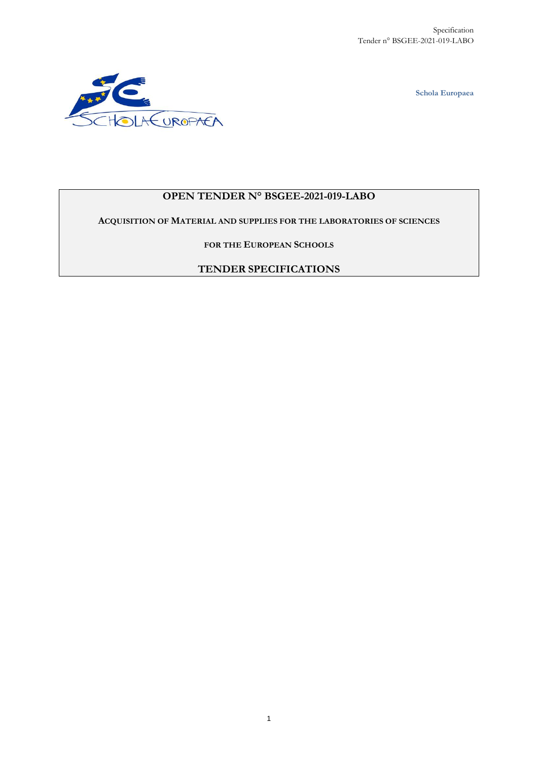Schola Europaea

# OPEN TENDER N° BSGEE-2021-019-LABO

**ACQUISITION OF MATERIAL AND SUPPLIES FOR THE LABORATORIES OF SCIENCES**

**FOR THE EUROPEAN SCHOOLS**

## TENDER SPECIFICATIONS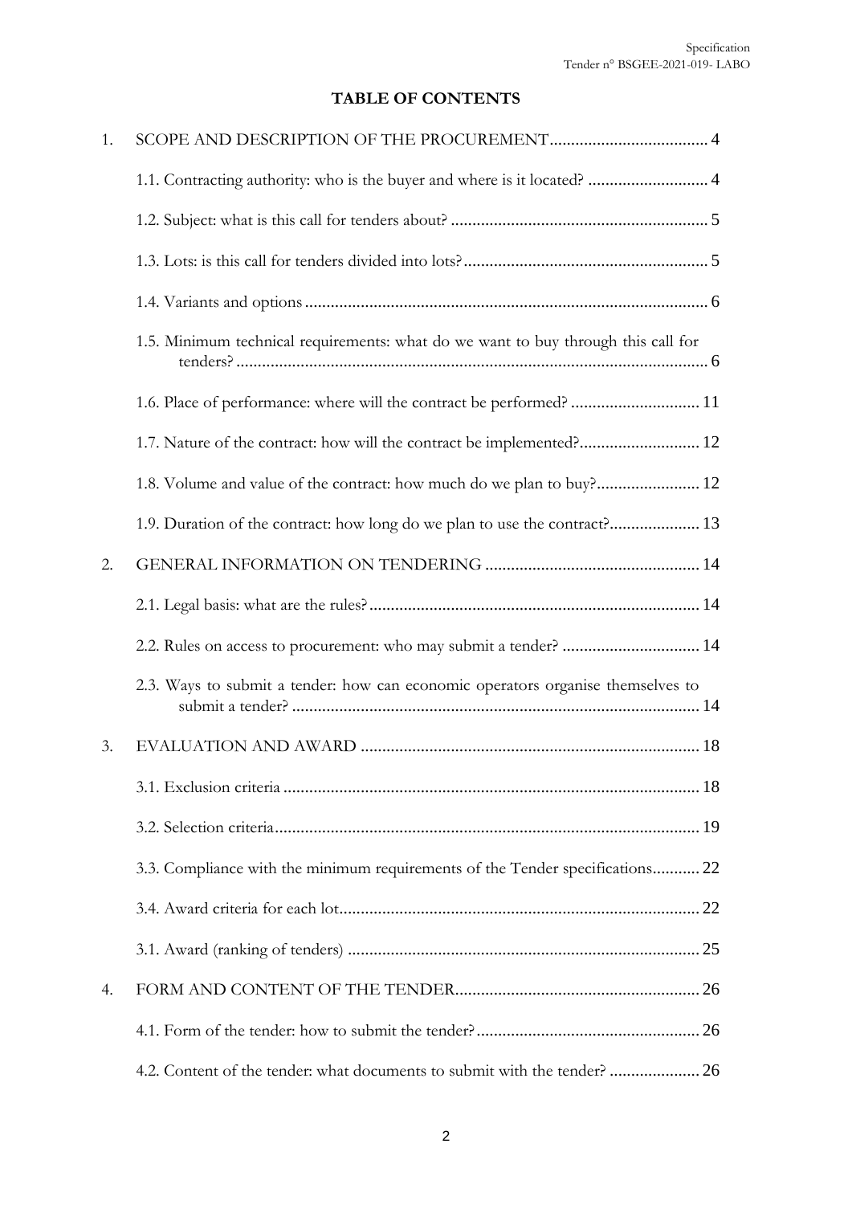**TABLE OF CONTENTS**

1. SCOPE AND DESCRIPTION OF THE PROCUREMENT ..................................... 4
   - 1.1. Contracting authority: who is the buyer and where is it located? ............................ 4
   - 1.2. Subject: what is this call for tenders about? ............................................................ 5
   - 1.3. Lots: is this call for tenders divided into lots? ......................................................... 5
   - 1.4. Variants and options ............................................................................................. 6
   - 1.5. Minimum technical requirements: what do we want to buy through this call for tenders? ............................................................................................................. 6
   - 1.6. Place of performance: where will the contract be performed? .............................. 11
   - 1.7. Nature of the contract: how will the contract be implemented? ............................ 12
   - 1.8. Volume and value of the contract: how much do we plan to buy? ........................ 12
   - 1.9. Duration of the contract: how long do we plan to use the contract? ..................... 13
2. GENERAL INFORMATION ON TENDERING .................................................. 14
   - 2.1. Legal basis: what are the rules? ............................................................................. 14
   - 2.2. Rules on access to procurement: who may submit a tender? ................................ 14
   - 2.3. Ways to submit a tender: how can economic operators organise themselves to submit a tender? ............................................................................................... 14
3. EVALUATION AND AWARD ............................................................................... 18
   - 3.1. Exclusion criteria ................................................................................................. 18
   - 3.2. Selection criteria ................................................................................................... 19
   - 3.3. Compliance with the minimum requirements of the Tender specifications ........... 22
   - 3.4. Award criteria for each lot .................................................................................... 22
   - 3.1. Award (ranking of tenders) .................................................................................. 25
4. FORM AND CONTENT OF THE TENDER ......................................................... 26
   - 4.1. Form of the tender: how to submit the tender? .................................................... 26
   - 4.2. Content of the tender: what documents to submit with the tender? ..................... 26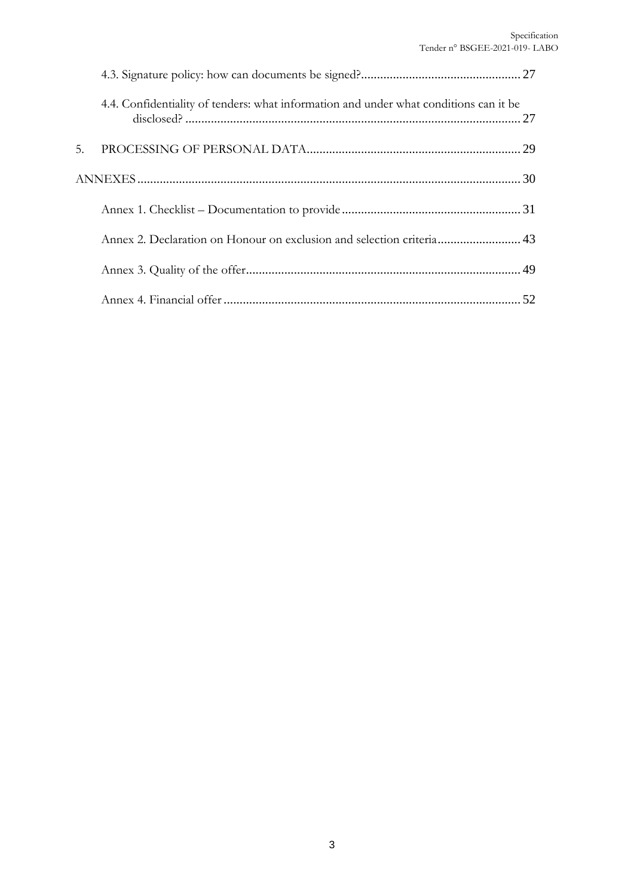4.3. Signature policy: how can documents be signed? ................................................ 27

4.4. Confidentiality of tenders: what information and under what conditions can it be disclosed? ........................................................................................................ 27

5. PROCESSING OF PERSONAL DATA ................................................................ 29

ANNEXES ....................................................................................................................... 30

Annex 1. Checklist – Documentation to provide ....................................................... 31

Annex 2. Declaration on Honour on exclusion and selection criteria .......................... 43

Annex 3. Quality of the offer ..................................................................................... 49

Annex 4. Financial offer ............................................................................................ 52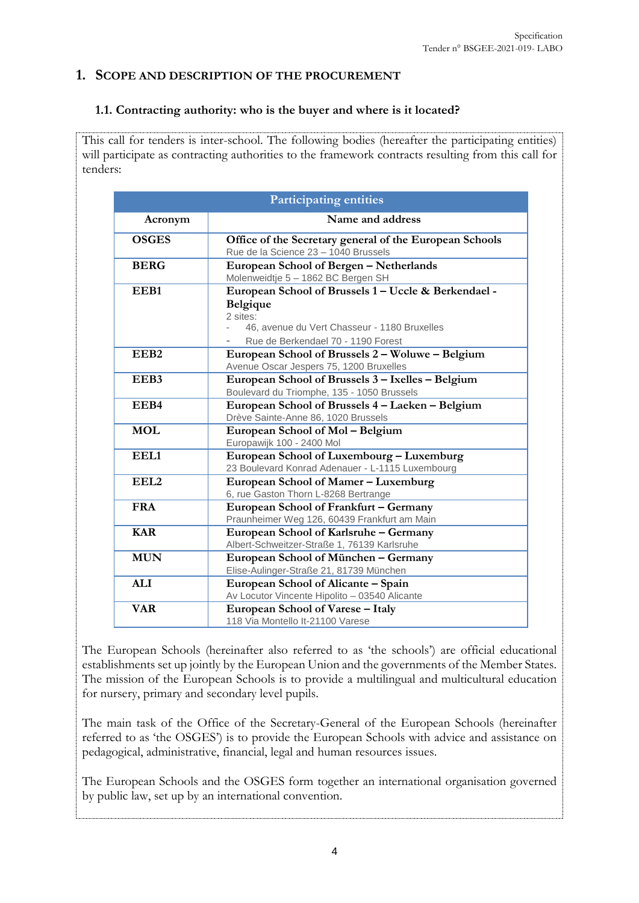# 1. SCOPE AND DESCRIPTION OF THE PROCUREMENT

## 1.1. Contracting authority: who is the buyer and where is it located?

This call for tenders is inter-school. The following bodies (hereafter the participating entities) will participate as contracting authorities to the framework contracts resulting from this call for tenders:

| Participating entities | |
|---|---|
| **Acronym** | **Name and address** |
| **OSGES** | **Office of the Secretary general of the European Schools**<br>Rue de la Science 23 – 1040 Brussels |
| **BERG** | **European School of Bergen – Netherlands**<br>Molenweidtje 5 – 1862 BC Bergen SH |
| **EEB1** | **European School of Brussels 1 – Uccle & Berkendael - Belgique**<br>2 sites:<br>- 46, avenue du Vert Chasseur - 1180 Bruxelles<br>- Rue de Berkendael 70 - 1190 Forest |
| **EEB2** | **European School of Brussels 2 – Woluwe – Belgium**<br>Avenue Oscar Jespers 75, 1200 Bruxelles |
| **EEB3** | **European School of Brussels 3 – Ixelles – Belgium**<br>Boulevard du Triomphe, 135 - 1050 Brussels |
| **EEB4** | **European School of Brussels 4 – Laeken – Belgium**<br>Drève Sainte-Anne 86, 1020 Brussels |
| **MOL** | **European School of Mol – Belgium**<br>Europawijk 100 - 2400 Mol |
| **EEL1** | **European School of Luxembourg – Luxemburg**<br>23 Boulevard Konrad Adenauer - L-1115 Luxembourg |
| **EEL2** | **European School of Mamer – Luxemburg**<br>6, rue Gaston Thorn L-8268 Bertrange |
| **FRA** | **European School of Frankfurt – Germany**<br>Praunheimer Weg 126, 60439 Frankfurt am Main |
| **KAR** | **European School of Karlsruhe – Germany**<br>Albert-Schweitzer-Straße 1, 76139 Karlsruhe |
| **MUN** | **European School of München – Germany**<br>Elise-Aulinger-Straße 21, 81739 München |
| **ALI** | **European School of Alicante – Spain**<br>Av Locutor Vincente Hipolito – 03540 Alicante |
| **VAR** | **European School of Varese – Italy**<br>118 Via Montello It-21100 Varese |

The European Schools (hereinafter also referred to as 'the schools') are official educational establishments set up jointly by the European Union and the governments of the Member States. The mission of the European Schools is to provide a multilingual and multicultural education for nursery, primary and secondary level pupils.

The main task of the Office of the Secretary-General of the European Schools (hereinafter referred to as 'the OSGES') is to provide the European Schools with advice and assistance on pedagogical, administrative, financial, legal and human resources issues.

The European Schools and the OSGES form together an international organisation governed by public law, set up by an international convention.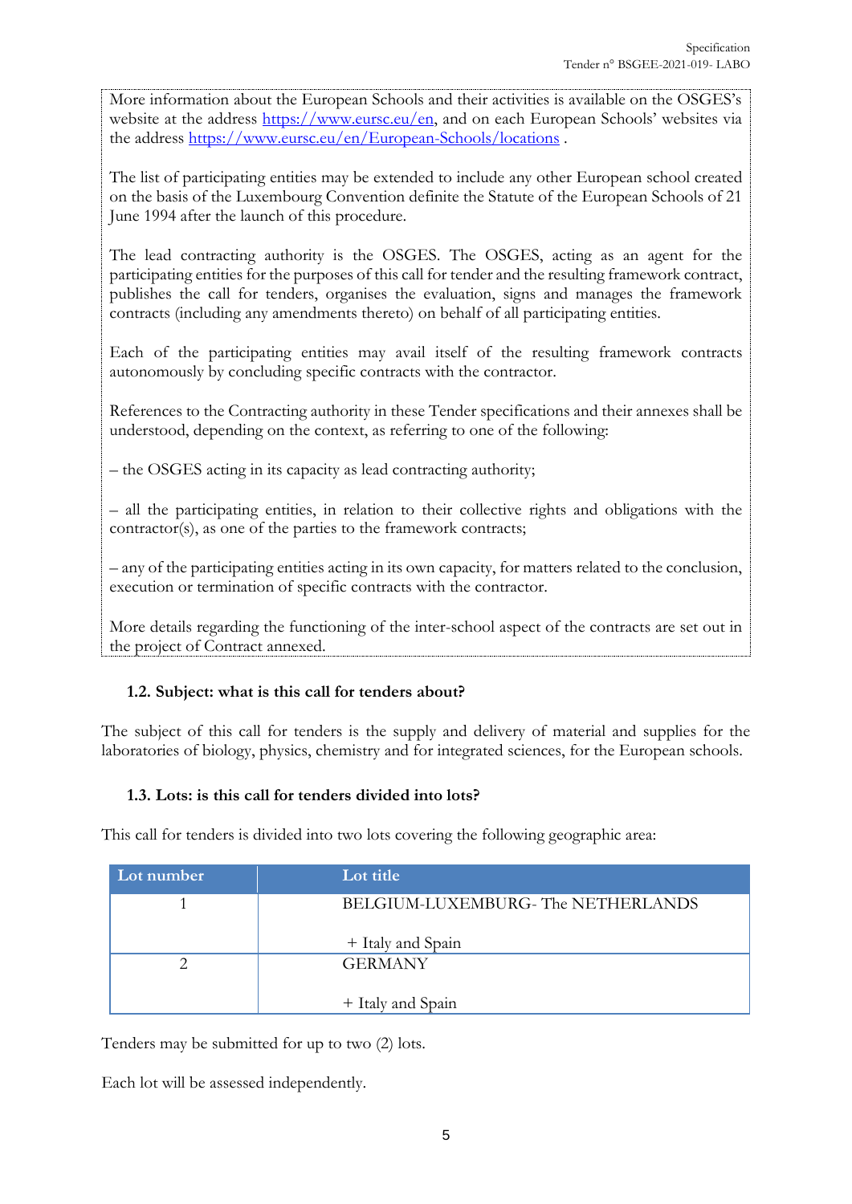More information about the European Schools and their activities is available on the OSGES's website at the address https://www.eursc.eu/en, and on each European Schools' websites via the address https://www.eursc.eu/en/European-Schools/locations .

The list of participating entities may be extended to include any other European school created on the basis of the Luxembourg Convention definite the Statute of the European Schools of 21 June 1994 after the launch of this procedure.

The lead contracting authority is the OSGES. The OSGES, acting as an agent for the participating entities for the purposes of this call for tender and the resulting framework contract, publishes the call for tenders, organises the evaluation, signs and manages the framework contracts (including any amendments thereto) on behalf of all participating entities.

Each of the participating entities may avail itself of the resulting framework contracts autonomously by concluding specific contracts with the contractor.

References to the Contracting authority in these Tender specifications and their annexes shall be understood, depending on the context, as referring to one of the following:

– the OSGES acting in its capacity as lead contracting authority;

– all the participating entities, in relation to their collective rights and obligations with the contractor(s), as one of the parties to the framework contracts;

– any of the participating entities acting in its own capacity, for matters related to the conclusion, execution or termination of specific contracts with the contractor.

More details regarding the functioning of the inter-school aspect of the contracts are set out in the project of Contract annexed.

### 1.2. Subject: what is this call for tenders about?

The subject of this call for tenders is the supply and delivery of material and supplies for the laboratories of biology, physics, chemistry and for integrated sciences, for the European schools.

### 1.3. Lots: is this call for tenders divided into lots?

This call for tenders is divided into two lots covering the following geographic area:

| Lot number | Lot title |
|---|---|
| 1 | BELGIUM-LUXEMBURG- The NETHERLANDS<br><br>+ Italy and Spain |
| 2 | GERMANY<br><br>+ Italy and Spain |

Tenders may be submitted for up to two (2) lots.

Each lot will be assessed independently.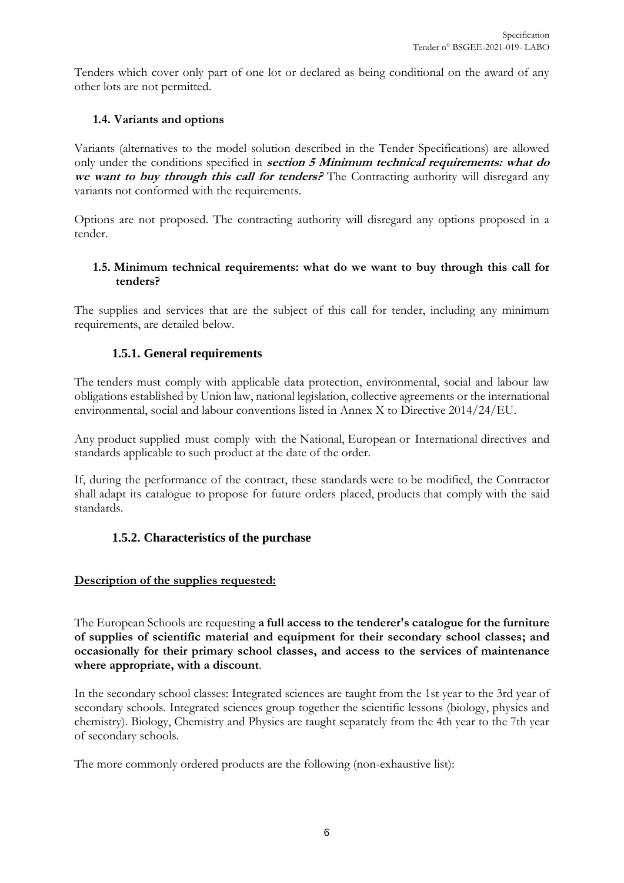Tenders which cover only part of one lot or declared as being conditional on the award of any other lots are not permitted.

### 1.4. Variants and options

Variants (alternatives to the model solution described in the Tender Specifications) are allowed only under the conditions specified in ***section 5 Minimum technical requirements: what do we want to buy through this call for tenders?*** The Contracting authority will disregard any variants not conformed with the requirements.

Options are not proposed. The contracting authority will disregard any options proposed in a tender.

### 1.5. Minimum technical requirements: what do we want to buy through this call for tenders?

The supplies and services that are the subject of this call for tender, including any minimum requirements, are detailed below.

#### 1.5.1. General requirements

The tenders must comply with applicable data protection, environmental, social and labour law obligations established by Union law, national legislation, collective agreements or the international environmental, social and labour conventions listed in Annex X to Directive 2014/24/EU.

Any product supplied must comply with the National, European or International directives and standards applicable to such product at the date of the order.

If, during the performance of the contract, these standards were to be modified, the Contractor shall adapt its catalogue to propose for future orders placed, products that comply with the said standards.

#### 1.5.2. Characteristics of the purchase

**Description of the supplies requested:**

The European Schools are requesting **a full access to the tenderer's catalogue for the furniture of supplies of scientific material and equipment for their secondary school classes; and occasionally for their primary school classes, and access to the services of maintenance where appropriate, with a discount**.

In the secondary school classes: Integrated sciences are taught from the 1st year to the 3rd year of secondary schools. Integrated sciences group together the scientific lessons (biology, physics and chemistry). Biology, Chemistry and Physics are taught separately from the 4th year to the 7th year of secondary schools.

The more commonly ordered products are the following (non-exhaustive list):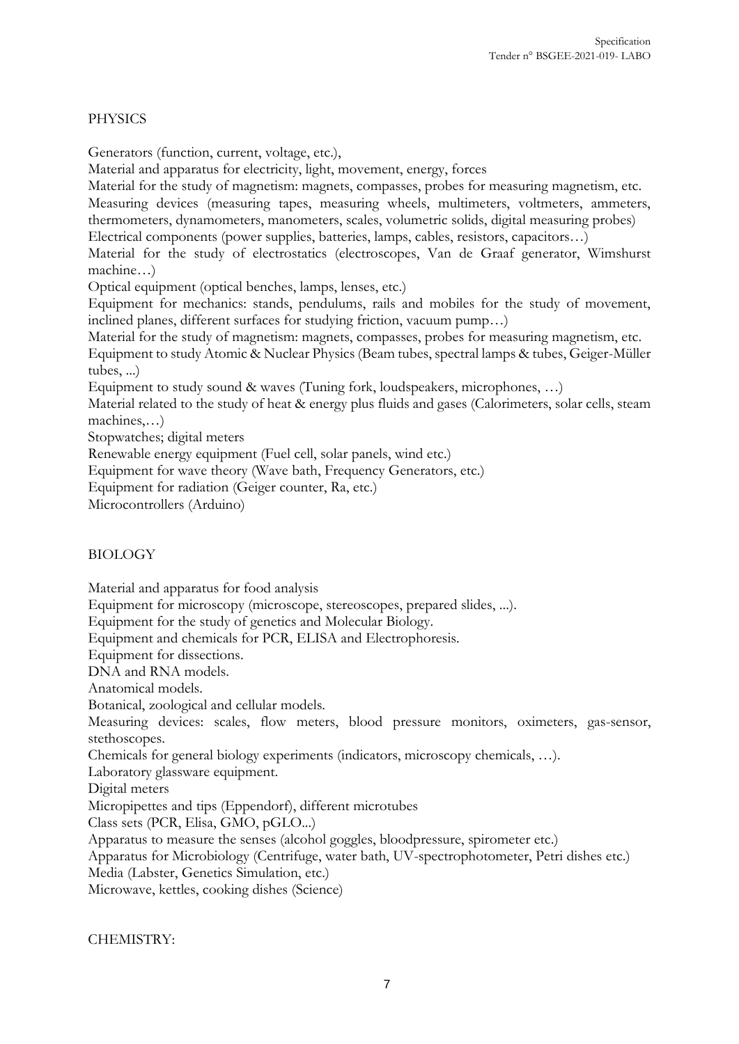PHYSICS

Generators (function, current, voltage, etc.),

Material and apparatus for electricity, light, movement, energy, forces

Material for the study of magnetism: magnets, compasses, probes for measuring magnetism, etc.

Measuring devices (measuring tapes, measuring wheels, multimeters, voltmeters, ammeters, thermometers, dynamometers, manometers, scales, volumetric solids, digital measuring probes)

Electrical components (power supplies, batteries, lamps, cables, resistors, capacitors…)

Material for the study of electrostatics (electroscopes, Van de Graaf generator, Wimshurst machine…)

Optical equipment (optical benches, lamps, lenses, etc.)

Equipment for mechanics: stands, pendulums, rails and mobiles for the study of movement, inclined planes, different surfaces for studying friction, vacuum pump…)

Material for the study of magnetism: magnets, compasses, probes for measuring magnetism, etc.

Equipment to study Atomic & Nuclear Physics (Beam tubes, spectral lamps & tubes, Geiger-Müller tubes, ...)

Equipment to study sound & waves (Tuning fork, loudspeakers, microphones, …)

Material related to the study of heat & energy plus fluids and gases (Calorimeters, solar cells, steam machines,…)

Stopwatches; digital meters

Renewable energy equipment (Fuel cell, solar panels, wind etc.)

Equipment for wave theory (Wave bath, Frequency Generators, etc.)

Equipment for radiation (Geiger counter, Ra, etc.)

Microcontrollers (Arduino)

BIOLOGY

Material and apparatus for food analysis

Equipment for microscopy (microscope, stereoscopes, prepared slides, ...).

Equipment for the study of genetics and Molecular Biology.

Equipment and chemicals for PCR, ELISA and Electrophoresis.

Equipment for dissections.

DNA and RNA models.

Anatomical models.

Botanical, zoological and cellular models.

Measuring devices: scales, flow meters, blood pressure monitors, oximeters, gas-sensor, stethoscopes.

Chemicals for general biology experiments (indicators, microscopy chemicals, …).

Laboratory glassware equipment.

Digital meters

Micropipettes and tips (Eppendorf), different microtubes

Class sets (PCR, Elisa, GMO, pGLO...)

Apparatus to measure the senses (alcohol goggles, bloodpressure, spirometer etc.)

Apparatus for Microbiology (Centrifuge, water bath, UV-spectrophotometer, Petri dishes etc.)

Media (Labster, Genetics Simulation, etc.)

Microwave, kettles, cooking dishes (Science)

CHEMISTRY: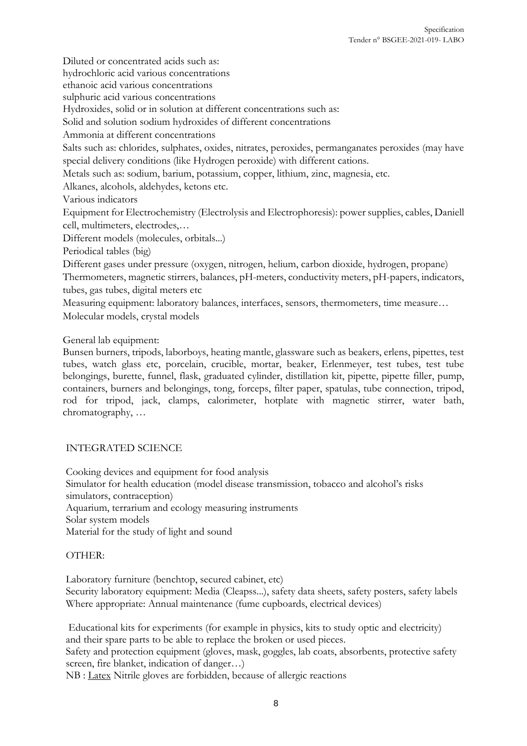Diluted or concentrated acids such as:
hydrochloric acid various concentrations
ethanoic acid various concentrations
sulphuric acid various concentrations
Hydroxides, solid or in solution at different concentrations such as:
Solid and solution sodium hydroxides of different concentrations
Ammonia at different concentrations
Salts such as: chlorides, sulphates, oxides, nitrates, peroxides, permanganates peroxides (may have special delivery conditions (like Hydrogen peroxide) with different cations.
Metals such as: sodium, barium, potassium, copper, lithium, zinc, magnesia, etc.
Alkanes, alcohols, aldehydes, ketons etc.
Various indicators
Equipment for Electrochemistry (Electrolysis and Electrophoresis): power supplies, cables, Daniell cell, multimeters, electrodes,…
Different models (molecules, orbitals...)
Periodical tables (big)
Different gases under pressure (oxygen, nitrogen, helium, carbon dioxide, hydrogen, propane)
Thermometers, magnetic stirrers, balances, pH-meters, conductivity meters, pH-papers, indicators, tubes, gas tubes, digital meters etc
Measuring equipment: laboratory balances, interfaces, sensors, thermometers, time measure…
Molecular models, crystal models

General lab equipment:
Bunsen burners, tripods, laborboys, heating mantle, glassware such as beakers, erlens, pipettes, test tubes, watch glass etc, porcelain, crucible, mortar, beaker, Erlenmeyer, test tubes, test tube belongings, burette, funnel, flask, graduated cylinder, distillation kit, pipette, pipette filler, pump, containers, burners and belongings, tong, forceps, filter paper, spatulas, tube connection, tripod, rod for tripod, jack, clamps, calorimeter, hotplate with magnetic stirrer, water bath, chromatography, …

INTEGRATED SCIENCE

Cooking devices and equipment for food analysis
Simulator for health education (model disease transmission, tobacco and alcohol's risks simulators, contraception)
Aquarium, terrarium and ecology measuring instruments
Solar system models
Material for the study of light and sound

OTHER:

Laboratory furniture (benchtop, secured cabinet, etc)
Security laboratory equipment: Media (Cleapss...), safety data sheets, safety posters, safety labels
Where appropriate: Annual maintenance (fume cupboards, electrical devices)

Educational kits for experiments (for example in physics, kits to study optic and electricity) and their spare parts to be able to replace the broken or used pieces.
Safety and protection equipment (gloves, mask, goggles, lab coats, absorbents, protective safety screen, fire blanket, indication of danger…)
NB : Latex Nitrile gloves are forbidden, because of allergic reactions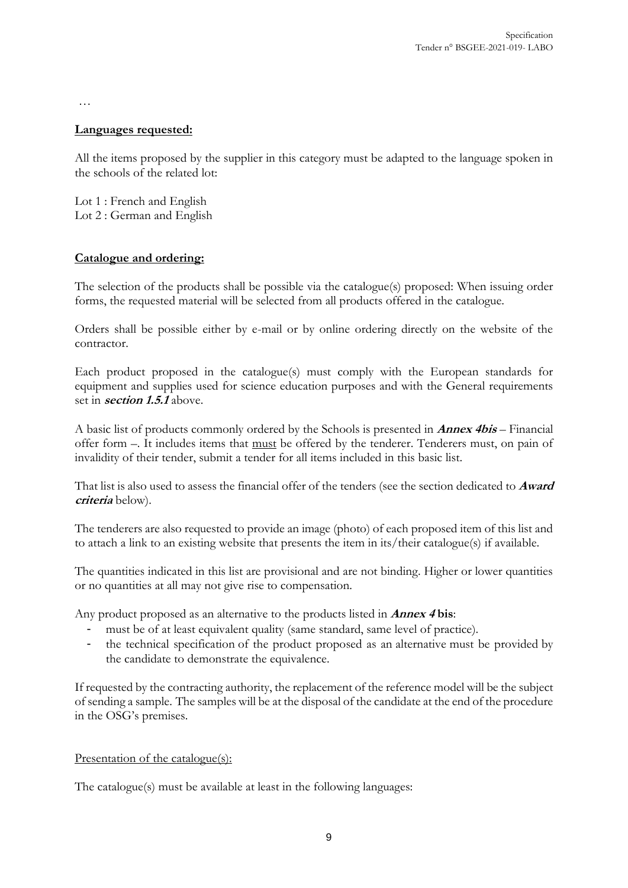…

**Languages requested:**

All the items proposed by the supplier in this category must be adapted to the language spoken in the schools of the related lot:

Lot 1 : French and English
Lot 2 : German and English

**Catalogue and ordering:**

The selection of the products shall be possible via the catalogue(s) proposed: When issuing order forms, the requested material will be selected from all products offered in the catalogue.

Orders shall be possible either by e-mail or by online ordering directly on the website of the contractor.

Each product proposed in the catalogue(s) must comply with the European standards for equipment and supplies used for science education purposes and with the General requirements set in ***section 1.5.1*** above.

A basic list of products commonly ordered by the Schools is presented in ***Annex 4bis*** – Financial offer form –. It includes items that must be offered by the tenderer. Tenderers must, on pain of invalidity of their tender, submit a tender for all items included in this basic list.

That list is also used to assess the financial offer of the tenders (see the section dedicated to ***Award criteria*** below).

The tenderers are also requested to provide an image (photo) of each proposed item of this list and to attach a link to an existing website that presents the item in its/their catalogue(s) if available.

The quantities indicated in this list are provisional and are not binding. Higher or lower quantities or no quantities at all may not give rise to compensation.

Any product proposed as an alternative to the products listed in ***Annex 4* bis**:

- must be of at least equivalent quality (same standard, same level of practice).
- the technical specification of the product proposed as an alternative must be provided by the candidate to demonstrate the equivalence.

If requested by the contracting authority, the replacement of the reference model will be the subject of sending a sample. The samples will be at the disposal of the candidate at the end of the procedure in the OSG's premises.

Presentation of the catalogue(s):

The catalogue(s) must be available at least in the following languages: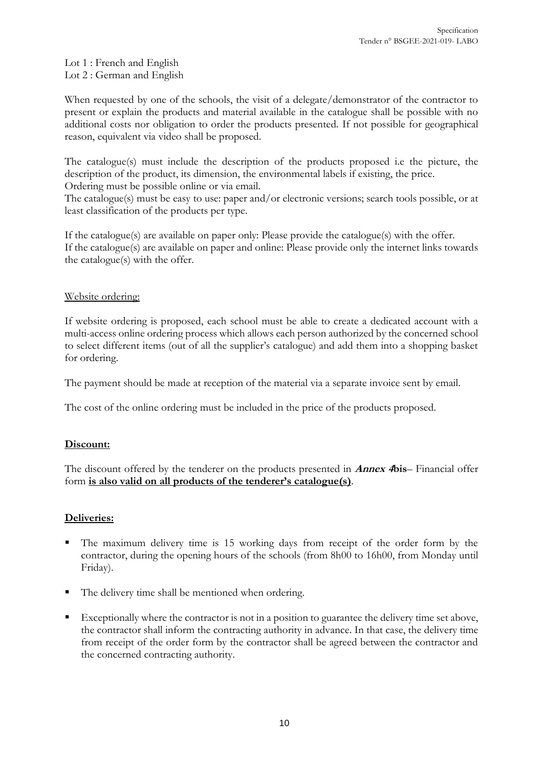Lot 1 : French and English
Lot 2 : German and English

When requested by one of the schools, the visit of a delegate/demonstrator of the contractor to present or explain the products and material available in the catalogue shall be possible with no additional costs nor obligation to order the products presented. If not possible for geographical reason, equivalent via video shall be proposed.

The catalogue(s) must include the description of the products proposed i.e the picture, the description of the product, its dimension, the environmental labels if existing, the price.
Ordering must be possible online or via email.
The catalogue(s) must be easy to use: paper and/or electronic versions; search tools possible, or at least classification of the products per type.

If the catalogue(s) are available on paper only: Please provide the catalogue(s) with the offer.
If the catalogue(s) are available on paper and online: Please provide only the internet links towards the catalogue(s) with the offer.

Website ordering:

If website ordering is proposed, each school must be able to create a dedicated account with a multi-access online ordering process which allows each person authorized by the concerned school to select different items (out of all the supplier's catalogue) and add them into a shopping basket for ordering.

The payment should be made at reception of the material via a separate invoice sent by email.

The cost of the online ordering must be included in the price of the products proposed.

**Discount:**

The discount offered by the tenderer on the products presented in ***Annex 4*bis**– Financial offer form **is also valid on all products of the tenderer's catalogue(s)**.

**Deliveries:**

- The maximum delivery time is 15 working days from receipt of the order form by the contractor, during the opening hours of the schools (from 8h00 to 16h00, from Monday until Friday).
- The delivery time shall be mentioned when ordering.
- Exceptionally where the contractor is not in a position to guarantee the delivery time set above, the contractor shall inform the contracting authority in advance. In that case, the delivery time from receipt of the order form by the contractor shall be agreed between the contractor and the concerned contracting authority.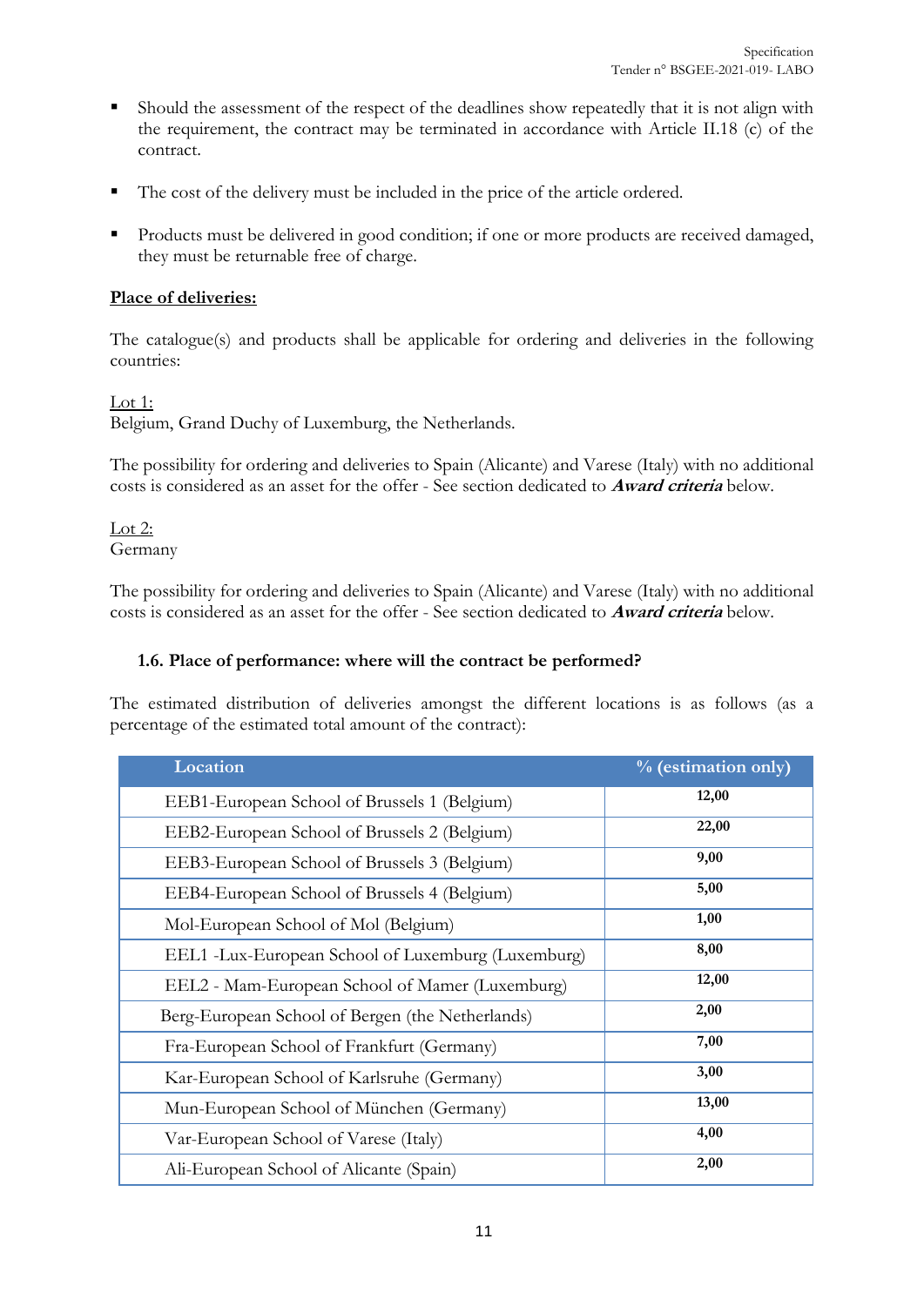- Should the assessment of the respect of the deadlines show repeatedly that it is not align with the requirement, the contract may be terminated in accordance with Article II.18 (c) of the contract.
- The cost of the delivery must be included in the price of the article ordered.
- Products must be delivered in good condition; if one or more products are received damaged, they must be returnable free of charge.

**Place of deliveries:**

The catalogue(s) and products shall be applicable for ordering and deliveries in the following countries:

Lot 1:
Belgium, Grand Duchy of Luxemburg, the Netherlands.

The possibility for ordering and deliveries to Spain (Alicante) and Varese (Italy) with no additional costs is considered as an asset for the offer - See section dedicated to ***Award criteria*** below.

Lot 2:
Germany

The possibility for ordering and deliveries to Spain (Alicante) and Varese (Italy) with no additional costs is considered as an asset for the offer - See section dedicated to ***Award criteria*** below.

### 1.6. Place of performance: where will the contract be performed?

The estimated distribution of deliveries amongst the different locations is as follows (as a percentage of the estimated total amount of the contract):

| Location | % (estimation only) |
|---|---|
| EEB1-European School of Brussels 1 (Belgium) | 12,00 |
| EEB2-European School of Brussels 2 (Belgium) | 22,00 |
| EEB3-European School of Brussels 3 (Belgium) | 9,00 |
| EEB4-European School of Brussels 4 (Belgium) | 5,00 |
| Mol-European School of Mol (Belgium) | 1,00 |
| EEL1 -Lux-European School of Luxemburg (Luxemburg) | 8,00 |
| EEL2 - Mam-European School of Mamer (Luxemburg) | 12,00 |
| Berg-European School of Bergen (the Netherlands) | 2,00 |
| Fra-European School of Frankfurt (Germany) | 7,00 |
| Kar-European School of Karlsruhe (Germany) | 3,00 |
| Mun-European School of München (Germany) | 13,00 |
| Var-European School of Varese (Italy) | 4,00 |
| Ali-European School of Alicante (Spain) | 2,00 |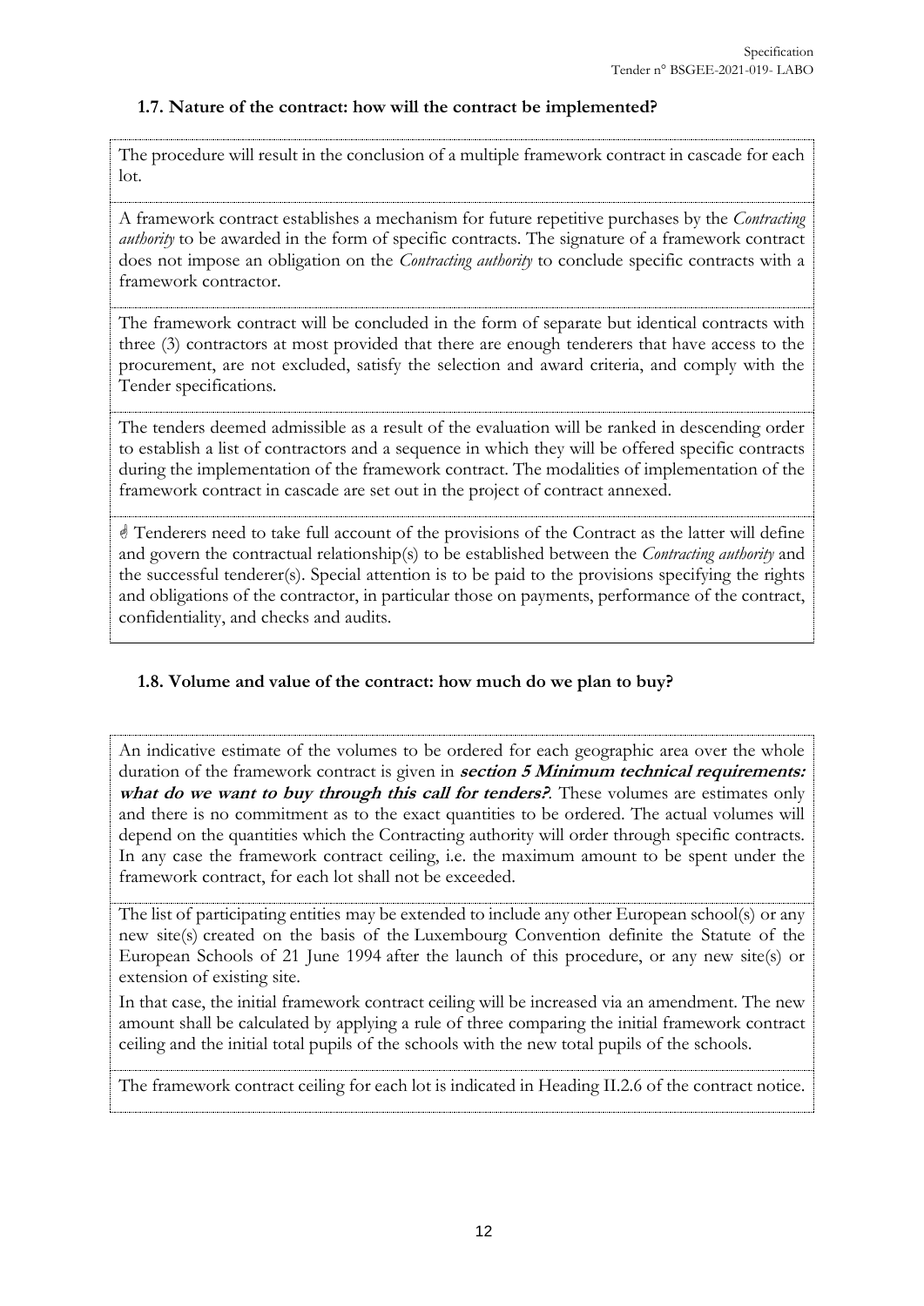### 1.7. Nature of the contract: how will the contract be implemented?

The procedure will result in the conclusion of a multiple framework contract in cascade for each lot.

A framework contract establishes a mechanism for future repetitive purchases by the *Contracting authority* to be awarded in the form of specific contracts. The signature of a framework contract does not impose an obligation on the *Contracting authority* to conclude specific contracts with a framework contractor.

The framework contract will be concluded in the form of separate but identical contracts with three (3) contractors at most provided that there are enough tenderers that have access to the procurement, are not excluded, satisfy the selection and award criteria, and comply with the Tender specifications.

The tenders deemed admissible as a result of the evaluation will be ranked in descending order to establish a list of contractors and a sequence in which they will be offered specific contracts during the implementation of the framework contract. The modalities of implementation of the framework contract in cascade are set out in the project of contract annexed.

☝ Tenderers need to take full account of the provisions of the Contract as the latter will define and govern the contractual relationship(s) to be established between the *Contracting authority* and the successful tenderer(s). Special attention is to be paid to the provisions specifying the rights and obligations of the contractor, in particular those on payments, performance of the contract, confidentiality, and checks and audits.

### 1.8. Volume and value of the contract: how much do we plan to buy?

An indicative estimate of the volumes to be ordered for each geographic area over the whole duration of the framework contract is given in ***section 5 Minimum technical requirements: what do we want to buy through this call for tenders?***. These volumes are estimates only and there is no commitment as to the exact quantities to be ordered. The actual volumes will depend on the quantities which the Contracting authority will order through specific contracts. In any case the framework contract ceiling, i.e. the maximum amount to be spent under the framework contract, for each lot shall not be exceeded.

The list of participating entities may be extended to include any other European school(s) or any new site(s) created on the basis of the Luxembourg Convention definite the Statute of the European Schools of 21 June 1994 after the launch of this procedure, or any new site(s) or extension of existing site.

In that case, the initial framework contract ceiling will be increased via an amendment. The new amount shall be calculated by applying a rule of three comparing the initial framework contract ceiling and the initial total pupils of the schools with the new total pupils of the schools.

The framework contract ceiling for each lot is indicated in Heading II.2.6 of the contract notice.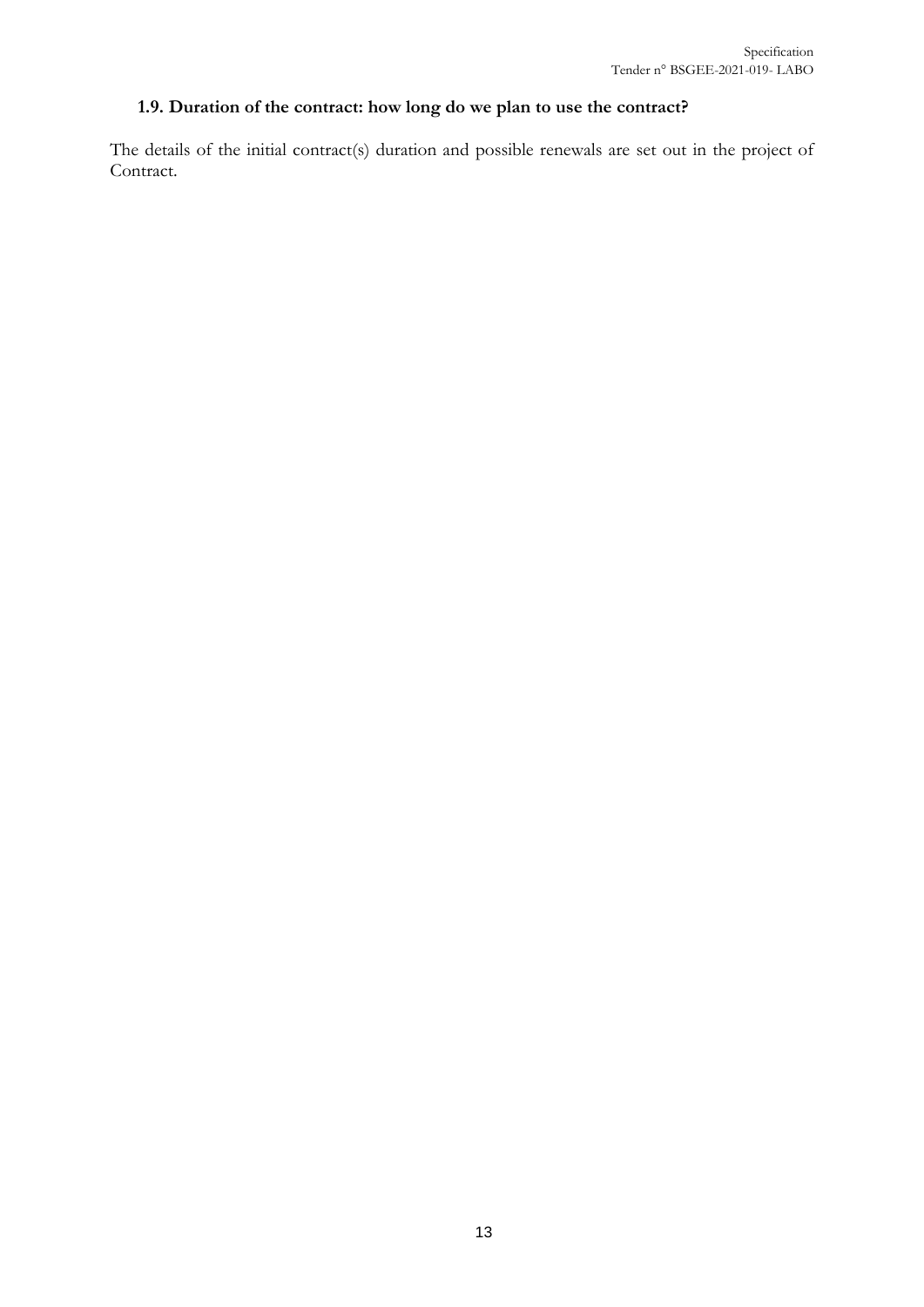### 1.9. Duration of the contract: how long do we plan to use the contract?

The details of the initial contract(s) duration and possible renewals are set out in the project of Contract.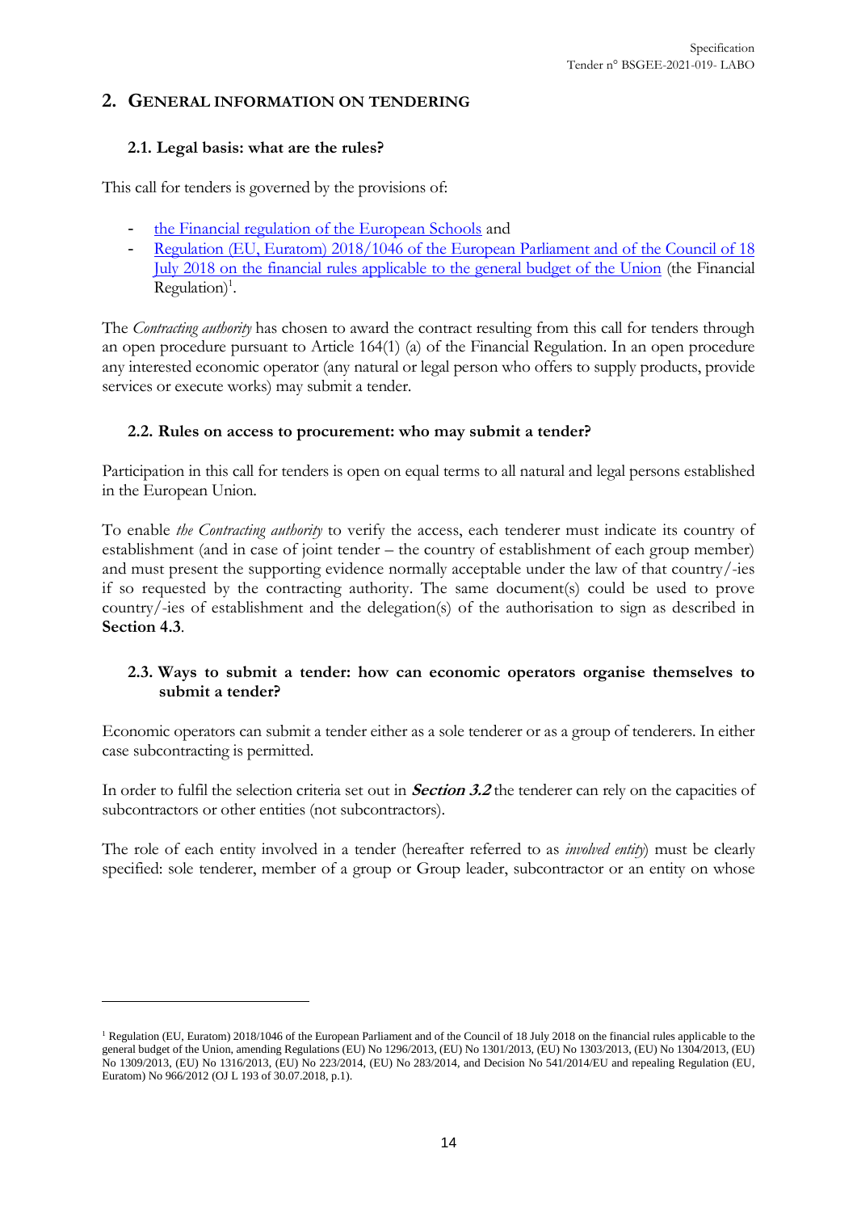## 2. GENERAL INFORMATION ON TENDERING

### 2.1. Legal basis: what are the rules?

This call for tenders is governed by the provisions of:

- the Financial regulation of the European Schools and
- Regulation (EU, Euratom) 2018/1046 of the European Parliament and of the Council of 18 July 2018 on the financial rules applicable to the general budget of the Union (the Financial Regulation)[1].

The *Contracting authority* has chosen to award the contract resulting from this call for tenders through an open procedure pursuant to Article 164(1) (a) of the Financial Regulation. In an open procedure any interested economic operator (any natural or legal person who offers to supply products, provide services or execute works) may submit a tender.

### 2.2. Rules on access to procurement: who may submit a tender?

Participation in this call for tenders is open on equal terms to all natural and legal persons established in the European Union.

To enable *the Contracting authority* to verify the access, each tenderer must indicate its country of establishment (and in case of joint tender – the country of establishment of each group member) and must present the supporting evidence normally acceptable under the law of that country/-ies if so requested by the contracting authority. The same document(s) could be used to prove country/-ies of establishment and the delegation(s) of the authorisation to sign as described in **Section 4.3**.

### 2.3. Ways to submit a tender: how can economic operators organise themselves to submit a tender?

Economic operators can submit a tender either as a sole tenderer or as a group of tenderers. In either case subcontracting is permitted.

In order to fulfil the selection criteria set out in ***Section 3.2*** the tenderer can rely on the capacities of subcontractors or other entities (not subcontractors).

The role of each entity involved in a tender (hereafter referred to as *involved entity*) must be clearly specified: sole tenderer, member of a group or Group leader, subcontractor or an entity on whose

---

[1] Regulation (EU, Euratom) 2018/1046 of the European Parliament and of the Council of 18 July 2018 on the financial rules applicable to the general budget of the Union, amending Regulations (EU) No 1296/2013, (EU) No 1301/2013, (EU) No 1303/2013, (EU) No 1304/2013, (EU) No 1309/2013, (EU) No 1316/2013, (EU) No 223/2014, (EU) No 283/2014, and Decision No 541/2014/EU and repealing Regulation (EU, Euratom) No 966/2012 (OJ L 193 of 30.07.2018, p.1).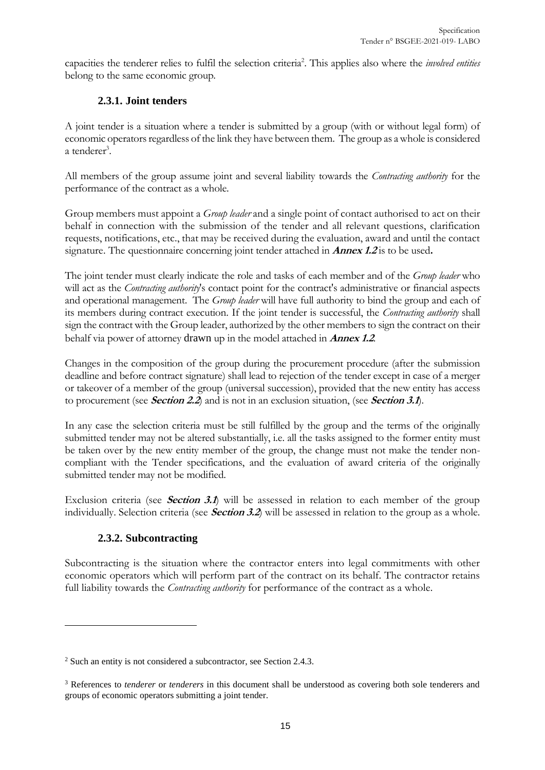capacities the tenderer relies to fulfil the selection criteria[2]. This applies also where the *involved entities* belong to the same economic group.

### 2.3.1. Joint tenders

A joint tender is a situation where a tender is submitted by a group (with or without legal form) of economic operators regardless of the link they have between them. The group as a whole is considered a tenderer[3].

All members of the group assume joint and several liability towards the *Contracting authority* for the performance of the contract as a whole.

Group members must appoint a *Group leader* and a single point of contact authorised to act on their behalf in connection with the submission of the tender and all relevant questions, clarification requests, notifications, etc., that may be received during the evaluation, award and until the contact signature. The questionnaire concerning joint tender attached in ***Annex 1.2*** is to be used**.**

The joint tender must clearly indicate the role and tasks of each member and of the *Group leader* who will act as the *Contracting authority*'s contact point for the contract's administrative or financial aspects and operational management. The *Group leader* will have full authority to bind the group and each of its members during contract execution. If the joint tender is successful, the *Contracting authority* shall sign the contract with the Group leader, authorized by the other members to sign the contract on their behalf via power of attorney drawn up in the model attached in ***Annex 1.2***.

Changes in the composition of the group during the procurement procedure (after the submission deadline and before contract signature) shall lead to rejection of the tender except in case of a merger or takeover of a member of the group (universal succession), provided that the new entity has access to procurement (see ***Section 2.2***) and is not in an exclusion situation, (see ***Section 3.1***).

In any case the selection criteria must be still fulfilled by the group and the terms of the originally submitted tender may not be altered substantially, i.e. all the tasks assigned to the former entity must be taken over by the new entity member of the group, the change must not make the tender non-compliant with the Tender specifications, and the evaluation of award criteria of the originally submitted tender may not be modified.

Exclusion criteria (see ***Section 3.1***) will be assessed in relation to each member of the group individually. Selection criteria (see ***Section 3.2***) will be assessed in relation to the group as a whole.

### 2.3.2. Subcontracting

Subcontracting is the situation where the contractor enters into legal commitments with other economic operators which will perform part of the contract on its behalf. The contractor retains full liability towards the *Contracting authority* for performance of the contract as a whole.

---

[2] Such an entity is not considered a subcontractor, see Section 2.4.3.

[3] References to *tenderer* or *tenderers* in this document shall be understood as covering both sole tenderers and groups of economic operators submitting a joint tender.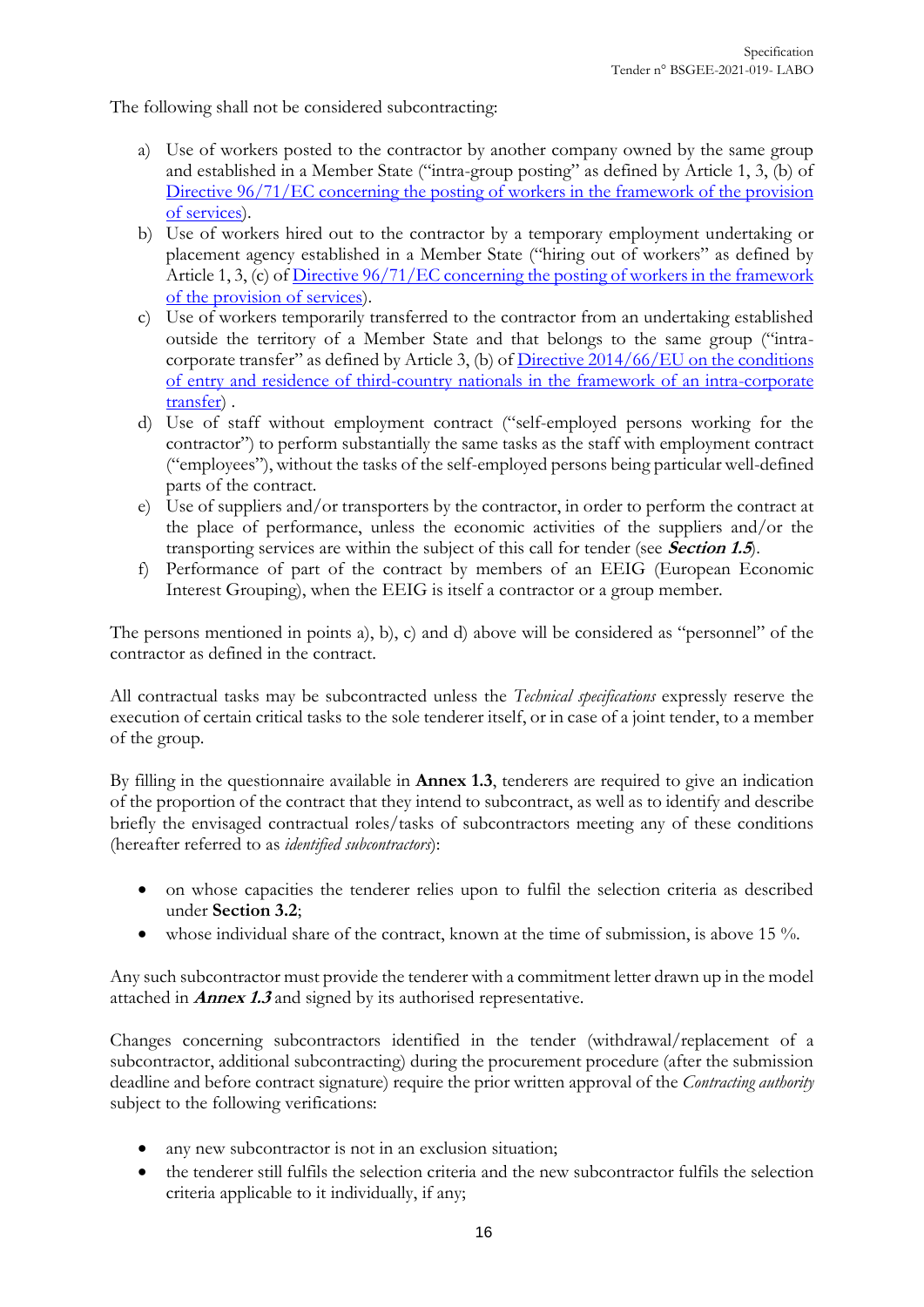The following shall not be considered subcontracting:

a) Use of workers posted to the contractor by another company owned by the same group and established in a Member State ("intra-group posting" as defined by Article 1, 3, (b) of Directive 96/71/EC concerning the posting of workers in the framework of the provision of services).
b) Use of workers hired out to the contractor by a temporary employment undertaking or placement agency established in a Member State ("hiring out of workers" as defined by Article 1, 3, (c) of Directive 96/71/EC concerning the posting of workers in the framework of the provision of services).
c) Use of workers temporarily transferred to the contractor from an undertaking established outside the territory of a Member State and that belongs to the same group ("intra-corporate transfer" as defined by Article 3, (b) of Directive 2014/66/EU on the conditions of entry and residence of third-country nationals in the framework of an intra-corporate transfer) .
d) Use of staff without employment contract ("self-employed persons working for the contractor") to perform substantially the same tasks as the staff with employment contract ("employees"), without the tasks of the self-employed persons being particular well-defined parts of the contract.
e) Use of suppliers and/or transporters by the contractor, in order to perform the contract at the place of performance, unless the economic activities of the suppliers and/or the transporting services are within the subject of this call for tender (see ***Section 1.5***).
f) Performance of part of the contract by members of an EEIG (European Economic Interest Grouping), when the EEIG is itself a contractor or a group member.

The persons mentioned in points a), b), c) and d) above will be considered as "personnel" of the contractor as defined in the contract.

All contractual tasks may be subcontracted unless the *Technical specifications* expressly reserve the execution of certain critical tasks to the sole tenderer itself, or in case of a joint tender, to a member of the group.

By filling in the questionnaire available in **Annex 1.3**, tenderers are required to give an indication of the proportion of the contract that they intend to subcontract, as well as to identify and describe briefly the envisaged contractual roles/tasks of subcontractors meeting any of these conditions (hereafter referred to as *identified subcontractors*):

- on whose capacities the tenderer relies upon to fulfil the selection criteria as described under **Section 3.2**;
- whose individual share of the contract, known at the time of submission, is above 15 %.

Any such subcontractor must provide the tenderer with a commitment letter drawn up in the model attached in ***Annex 1.3*** and signed by its authorised representative.

Changes concerning subcontractors identified in the tender (withdrawal/replacement of a subcontractor, additional subcontracting) during the procurement procedure (after the submission deadline and before contract signature) require the prior written approval of the *Contracting authority* subject to the following verifications:

- any new subcontractor is not in an exclusion situation;
- the tenderer still fulfils the selection criteria and the new subcontractor fulfils the selection criteria applicable to it individually, if any;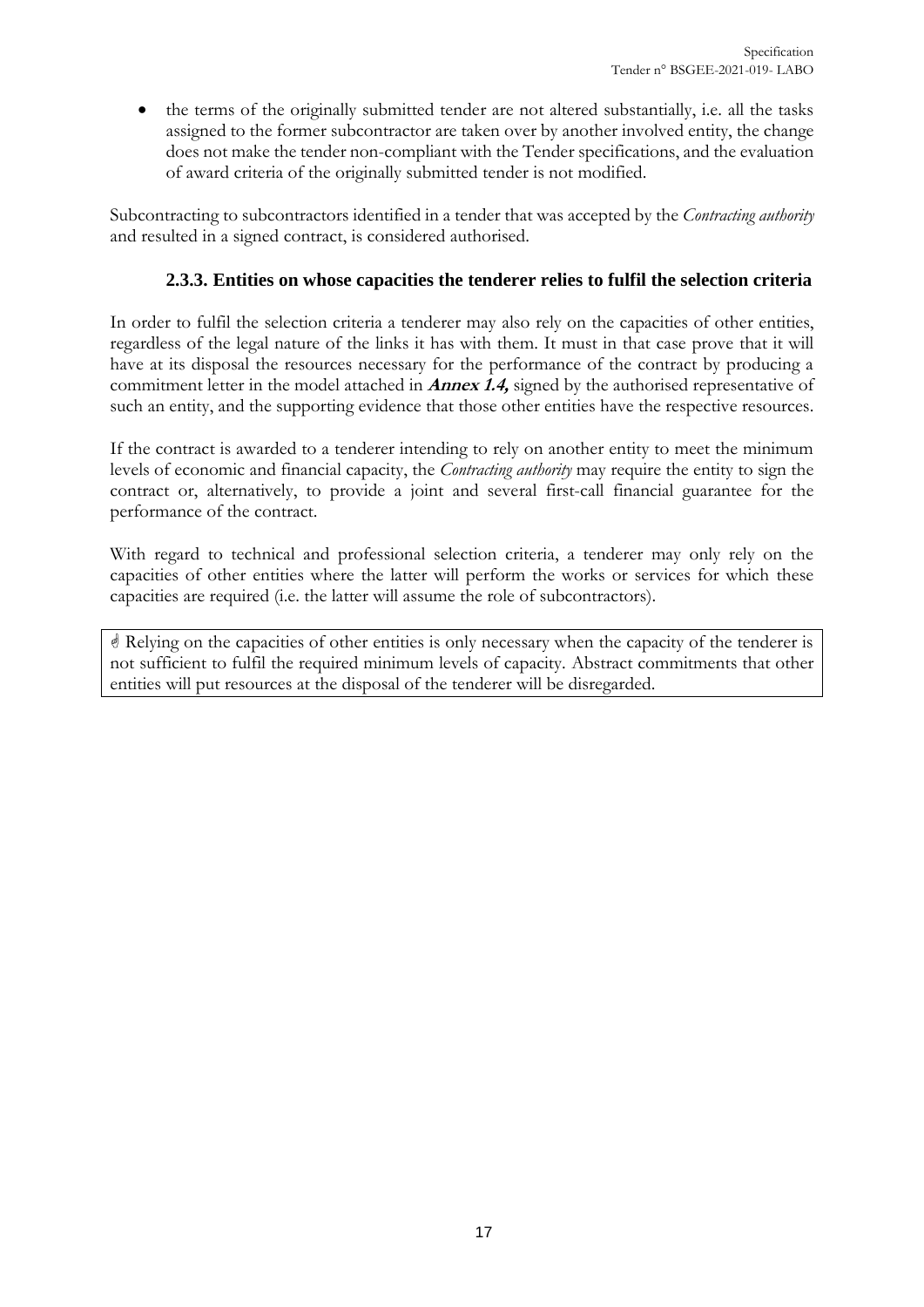- the terms of the originally submitted tender are not altered substantially, i.e. all the tasks assigned to the former subcontractor are taken over by another involved entity, the change does not make the tender non-compliant with the Tender specifications, and the evaluation of award criteria of the originally submitted tender is not modified.

Subcontracting to subcontractors identified in a tender that was accepted by the *Contracting authority* and resulted in a signed contract, is considered authorised.

### 2.3.3. Entities on whose capacities the tenderer relies to fulfil the selection criteria

In order to fulfil the selection criteria a tenderer may also rely on the capacities of other entities, regardless of the legal nature of the links it has with them. It must in that case prove that it will have at its disposal the resources necessary for the performance of the contract by producing a commitment letter in the model attached in ***Annex 1.4,*** signed by the authorised representative of such an entity, and the supporting evidence that those other entities have the respective resources.

If the contract is awarded to a tenderer intending to rely on another entity to meet the minimum levels of economic and financial capacity, the *Contracting authority* may require the entity to sign the contract or, alternatively, to provide a joint and several first-call financial guarantee for the performance of the contract.

With regard to technical and professional selection criteria, a tenderer may only rely on the capacities of other entities where the latter will perform the works or services for which these capacities are required (i.e. the latter will assume the role of subcontractors).

☝ Relying on the capacities of other entities is only necessary when the capacity of the tenderer is not sufficient to fulfil the required minimum levels of capacity. Abstract commitments that other entities will put resources at the disposal of the tenderer will be disregarded.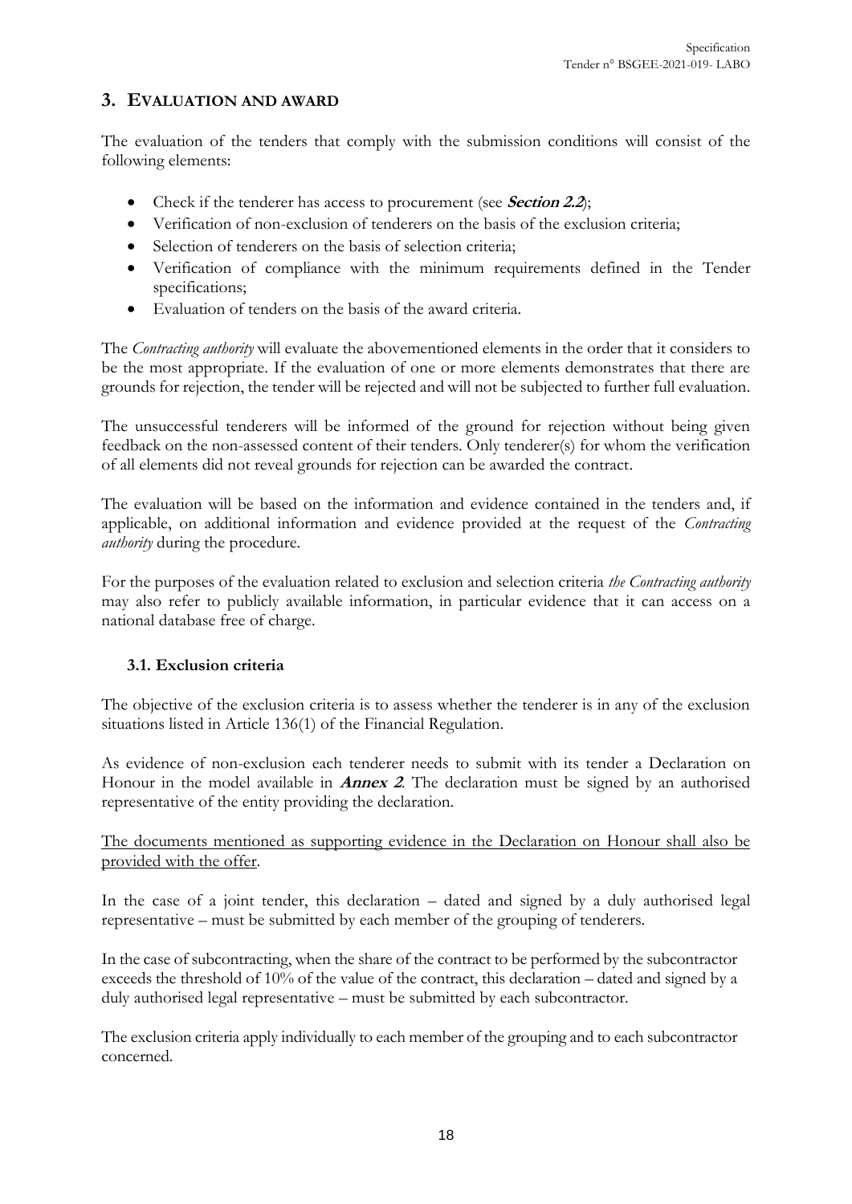## 3. EVALUATION AND AWARD

The evaluation of the tenders that comply with the submission conditions will consist of the following elements:

- Check if the tenderer has access to procurement (see ***Section 2.2***);
- Verification of non-exclusion of tenderers on the basis of the exclusion criteria;
- Selection of tenderers on the basis of selection criteria;
- Verification of compliance with the minimum requirements defined in the Tender specifications;
- Evaluation of tenders on the basis of the award criteria.

The *Contracting authority* will evaluate the abovementioned elements in the order that it considers to be the most appropriate. If the evaluation of one or more elements demonstrates that there are grounds for rejection, the tender will be rejected and will not be subjected to further full evaluation.

The unsuccessful tenderers will be informed of the ground for rejection without being given feedback on the non-assessed content of their tenders. Only tenderer(s) for whom the verification of all elements did not reveal grounds for rejection can be awarded the contract.

The evaluation will be based on the information and evidence contained in the tenders and, if applicable, on additional information and evidence provided at the request of the *Contracting authority* during the procedure.

For the purposes of the evaluation related to exclusion and selection criteria *the Contracting authority* may also refer to publicly available information, in particular evidence that it can access on a national database free of charge.

### 3.1. Exclusion criteria

The objective of the exclusion criteria is to assess whether the tenderer is in any of the exclusion situations listed in Article 136(1) of the Financial Regulation.

As evidence of non-exclusion each tenderer needs to submit with its tender a Declaration on Honour in the model available in ***Annex 2***. The declaration must be signed by an authorised representative of the entity providing the declaration.

<u>The documents mentioned as supporting evidence in the Declaration on Honour shall also be provided with the offer</u>.

In the case of a joint tender, this declaration – dated and signed by a duly authorised legal representative – must be submitted by each member of the grouping of tenderers.

In the case of subcontracting, when the share of the contract to be performed by the subcontractor exceeds the threshold of 10% of the value of the contract, this declaration – dated and signed by a duly authorised legal representative – must be submitted by each subcontractor.

The exclusion criteria apply individually to each member of the grouping and to each subcontractor concerned.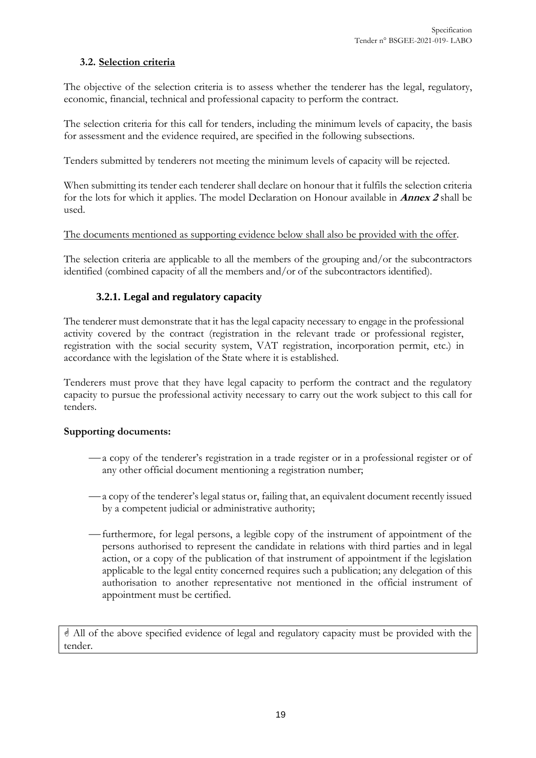### 3.2. Selection criteria

The objective of the selection criteria is to assess whether the tenderer has the legal, regulatory, economic, financial, technical and professional capacity to perform the contract.

The selection criteria for this call for tenders, including the minimum levels of capacity, the basis for assessment and the evidence required, are specified in the following subsections.

Tenders submitted by tenderers not meeting the minimum levels of capacity will be rejected.

When submitting its tender each tenderer shall declare on honour that it fulfils the selection criteria for the lots for which it applies. The model Declaration on Honour available in ***Annex 2*** shall be used.

The documents mentioned as supporting evidence below shall also be provided with the offer.

The selection criteria are applicable to all the members of the grouping and/or the subcontractors identified (combined capacity of all the members and/or of the subcontractors identified).

#### 3.2.1. Legal and regulatory capacity

The tenderer must demonstrate that it has the legal capacity necessary to engage in the professional activity covered by the contract (registration in the relevant trade or professional register, registration with the social security system, VAT registration, incorporation permit, etc.) in accordance with the legislation of the State where it is established.

Tenderers must prove that they have legal capacity to perform the contract and the regulatory capacity to pursue the professional activity necessary to carry out the work subject to this call for tenders.

**Supporting documents:**

- a copy of the tenderer's registration in a trade register or in a professional register or of any other official document mentioning a registration number;
- a copy of the tenderer's legal status or, failing that, an equivalent document recently issued by a competent judicial or administrative authority;
- furthermore, for legal persons, a legible copy of the instrument of appointment of the persons authorised to represent the candidate in relations with third parties and in legal action, or a copy of the publication of that instrument of appointment if the legislation applicable to the legal entity concerned requires such a publication; any delegation of this authorisation to another representative not mentioned in the official instrument of appointment must be certified.

☝ All of the above specified evidence of legal and regulatory capacity must be provided with the tender.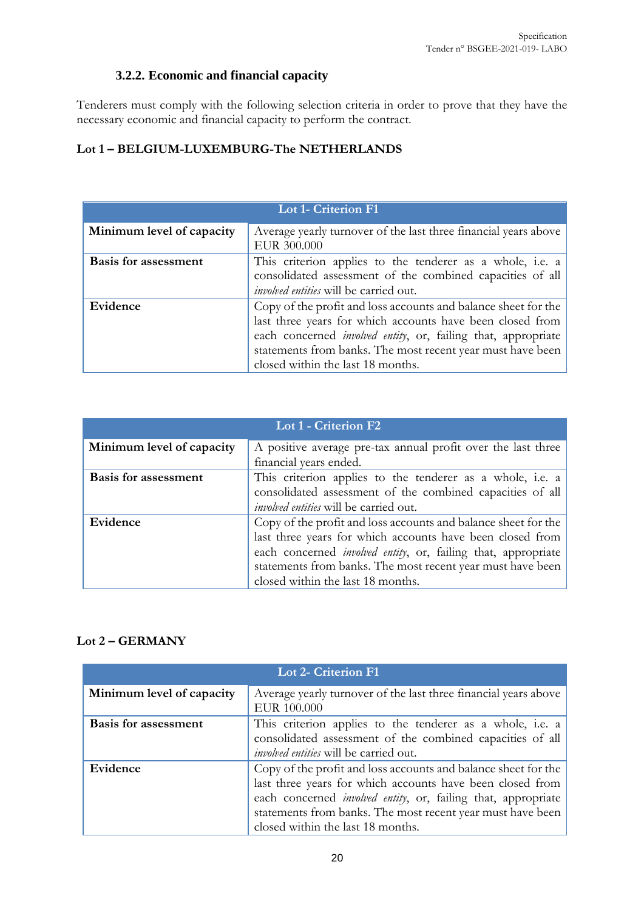### 3.2.2. Economic and financial capacity

Tenderers must comply with the following selection criteria in order to prove that they have the necessary economic and financial capacity to perform the contract.

**Lot 1 – BELGIUM-LUXEMBURG-The NETHERLANDS**

| Lot 1- Criterion F1 | |
|---|---|
| **Minimum level of capacity** | Average yearly turnover of the last three financial years above EUR 300.000 |
| **Basis for assessment** | This criterion applies to the tenderer as a whole, i.e. a consolidated assessment of the combined capacities of all *involved entities* will be carried out. |
| **Evidence** | Copy of the profit and loss accounts and balance sheet for the last three years for which accounts have been closed from each concerned *involved entity*, or, failing that, appropriate statements from banks. The most recent year must have been closed within the last 18 months. |

| Lot 1 - Criterion F2 | |
|---|---|
| **Minimum level of capacity** | A positive average pre-tax annual profit over the last three financial years ended. |
| **Basis for assessment** | This criterion applies to the tenderer as a whole, i.e. a consolidated assessment of the combined capacities of all *involved entities* will be carried out. |
| **Evidence** | Copy of the profit and loss accounts and balance sheet for the last three years for which accounts have been closed from each concerned *involved entity*, or, failing that, appropriate statements from banks. The most recent year must have been closed within the last 18 months. |

**Lot 2 – GERMANY**

| Lot 2- Criterion F1 | |
|---|---|
| **Minimum level of capacity** | Average yearly turnover of the last three financial years above EUR 100.000 |
| **Basis for assessment** | This criterion applies to the tenderer as a whole, i.e. a consolidated assessment of the combined capacities of all *involved entities* will be carried out. |
| **Evidence** | Copy of the profit and loss accounts and balance sheet for the last three years for which accounts have been closed from each concerned *involved entity*, or, failing that, appropriate statements from banks. The most recent year must have been closed within the last 18 months. |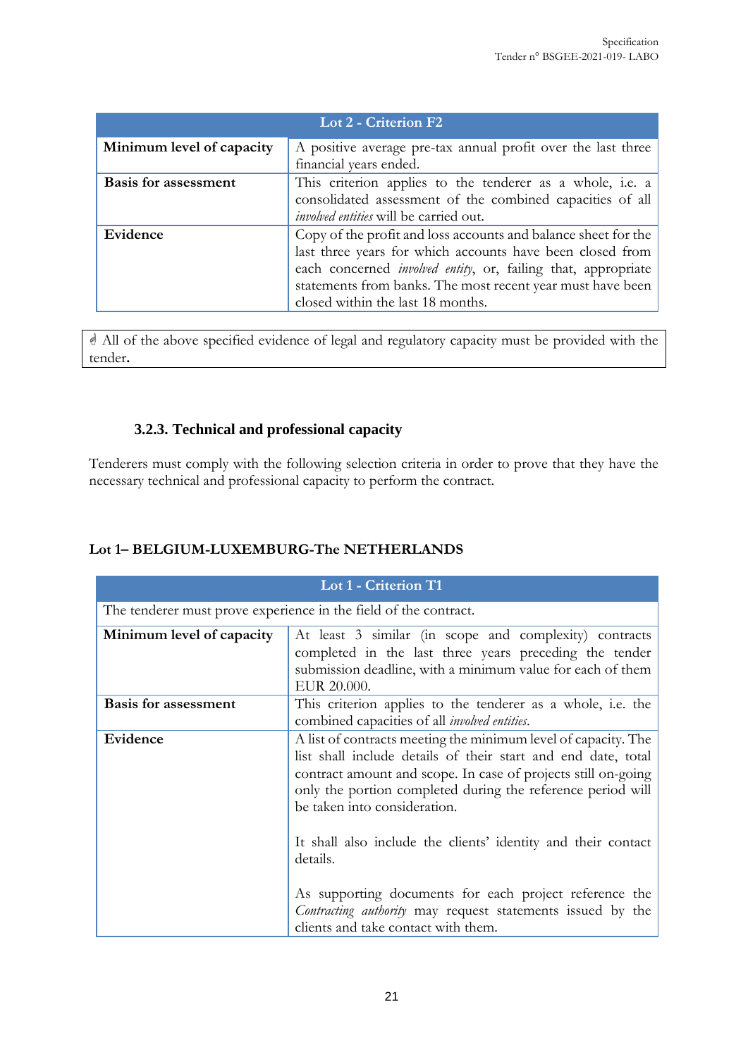| Lot 2 - Criterion F2 | |
|---|---|
| **Minimum level of capacity** | A positive average pre-tax annual profit over the last three financial years ended. |
| **Basis for assessment** | This criterion applies to the tenderer as a whole, i.e. a consolidated assessment of the combined capacities of all *involved entities* will be carried out. |
| **Evidence** | Copy of the profit and loss accounts and balance sheet for the last three years for which accounts have been closed from each concerned *involved entity*, or, failing that, appropriate statements from banks. The most recent year must have been closed within the last 18 months. |

☝ All of the above specified evidence of legal and regulatory capacity must be provided with the tender**.**

### 3.2.3. Technical and professional capacity

Tenderers must comply with the following selection criteria in order to prove that they have the necessary technical and professional capacity to perform the contract.

**Lot 1– BELGIUM-LUXEMBURG-The NETHERLANDS**

| Lot 1 - Criterion T1 | |
|---|---|
| The tenderer must prove experience in the field of the contract. | |
| **Minimum level of capacity** | At least 3 similar (in scope and complexity) contracts completed in the last three years preceding the tender submission deadline, with a minimum value for each of them EUR 20.000. |
| **Basis for assessment** | This criterion applies to the tenderer as a whole, i.e. the combined capacities of all *involved entities*. |
| **Evidence** | A list of contracts meeting the minimum level of capacity. The list shall include details of their start and end date, total contract amount and scope. In case of projects still on-going only the portion completed during the reference period will be taken into consideration.<br><br>It shall also include the clients' identity and their contact details.<br><br>As supporting documents for each project reference the *Contracting authority* may request statements issued by the clients and take contact with them. |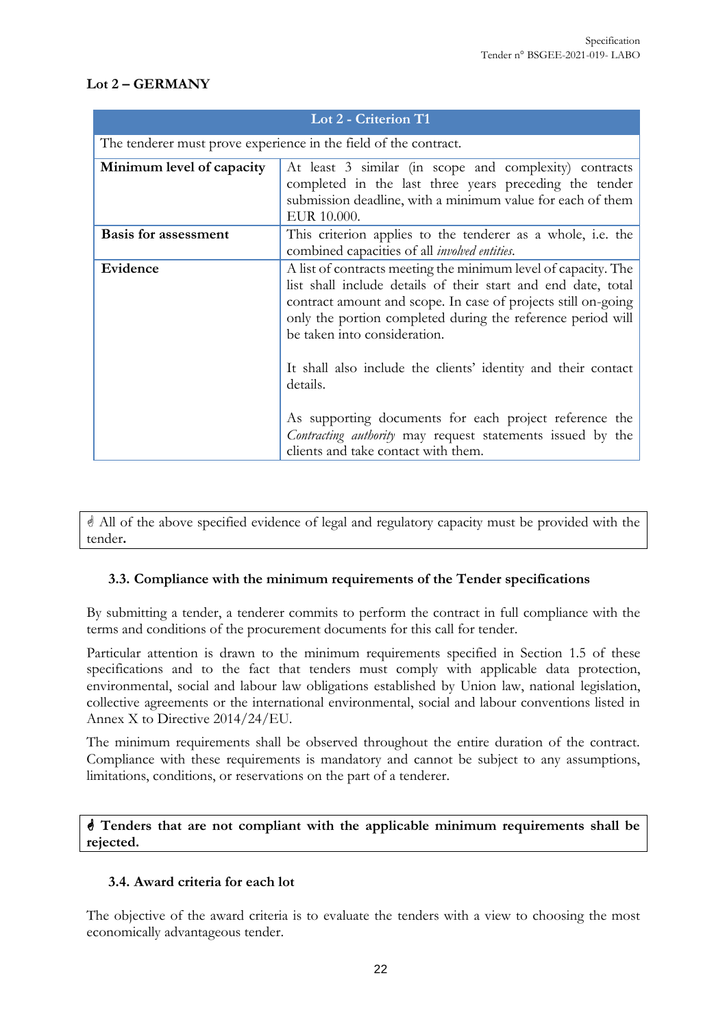**Lot 2 – GERMANY**

| Lot 2 - Criterion T1 | |
|---|---|
| The tenderer must prove experience in the field of the contract. | |
| **Minimum level of capacity** | At least 3 similar (in scope and complexity) contracts completed in the last three years preceding the tender submission deadline, with a minimum value for each of them EUR 10.000. |
| **Basis for assessment** | This criterion applies to the tenderer as a whole, i.e. the combined capacities of all *involved entities*. |
| **Evidence** | A list of contracts meeting the minimum level of capacity. The list shall include details of their start and end date, total contract amount and scope. In case of projects still on-going only the portion completed during the reference period will be taken into consideration.<br><br>It shall also include the clients' identity and their contact details.<br><br>As supporting documents for each project reference the *Contracting authority* may request statements issued by the clients and take contact with them. |

☝ All of the above specified evidence of legal and regulatory capacity must be provided with the tender**.**

### 3.3. Compliance with the minimum requirements of the Tender specifications

By submitting a tender, a tenderer commits to perform the contract in full compliance with the terms and conditions of the procurement documents for this call for tender.

Particular attention is drawn to the minimum requirements specified in Section 1.5 of these specifications and to the fact that tenders must comply with applicable data protection, environmental, social and labour law obligations established by Union law, national legislation, collective agreements or the international environmental, social and labour conventions listed in Annex X to Directive 2014/24/EU.

The minimum requirements shall be observed throughout the entire duration of the contract. Compliance with these requirements is mandatory and cannot be subject to any assumptions, limitations, conditions, or reservations on the part of a tenderer.

☝ **Tenders that are not compliant with the applicable minimum requirements shall be rejected.**

### 3.4. Award criteria for each lot

The objective of the award criteria is to evaluate the tenders with a view to choosing the most economically advantageous tender.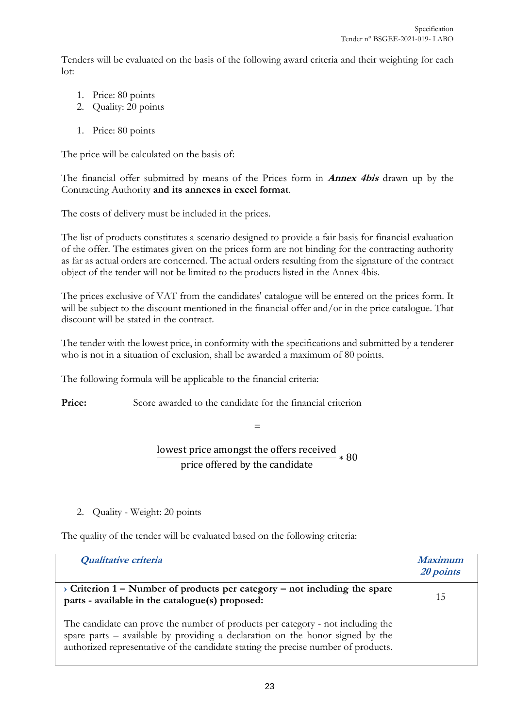Tenders will be evaluated on the basis of the following award criteria and their weighting for each lot:

1. Price: 80 points
2. Quality: 20 points

1. Price: 80 points

The price will be calculated on the basis of:

The financial offer submitted by means of the Prices form in ***Annex 4bis*** drawn up by the Contracting Authority **and its annexes in excel format**.

The costs of delivery must be included in the prices.

The list of products constitutes a scenario designed to provide a fair basis for financial evaluation of the offer. The estimates given on the prices form are not binding for the contracting authority as far as actual orders are concerned. The actual orders resulting from the signature of the contract object of the tender will not be limited to the products listed in the Annex 4bis.

The prices exclusive of VAT from the candidates' catalogue will be entered on the prices form. It will be subject to the discount mentioned in the financial offer and/or in the price catalogue. That discount will be stated in the contract.

The tender with the lowest price, in conformity with the specifications and submitted by a tenderer who is not in a situation of exclusion, shall be awarded a maximum of 80 points.

The following formula will be applicable to the financial criteria:

**Price:** Score awarded to the candidate for the financial criterion

=

$$\frac{\text{lowest price amongst the offers received}}{\text{price offered by the candidate}} * 80$$

2. Quality - Weight: 20 points

The quality of the tender will be evaluated based on the following criteria:

| ***Qualitative criteria*** | ***Maximum 20 points*** |
|---|---|
| › **Criterion 1 – Number of products per category – not including the spare parts - available in the catalogue(s) proposed:**<br><br>The candidate can prove the number of products per category - not including the spare parts – available by providing a declaration on the honor signed by the authorized representative of the candidate stating the precise number of products. | 15 |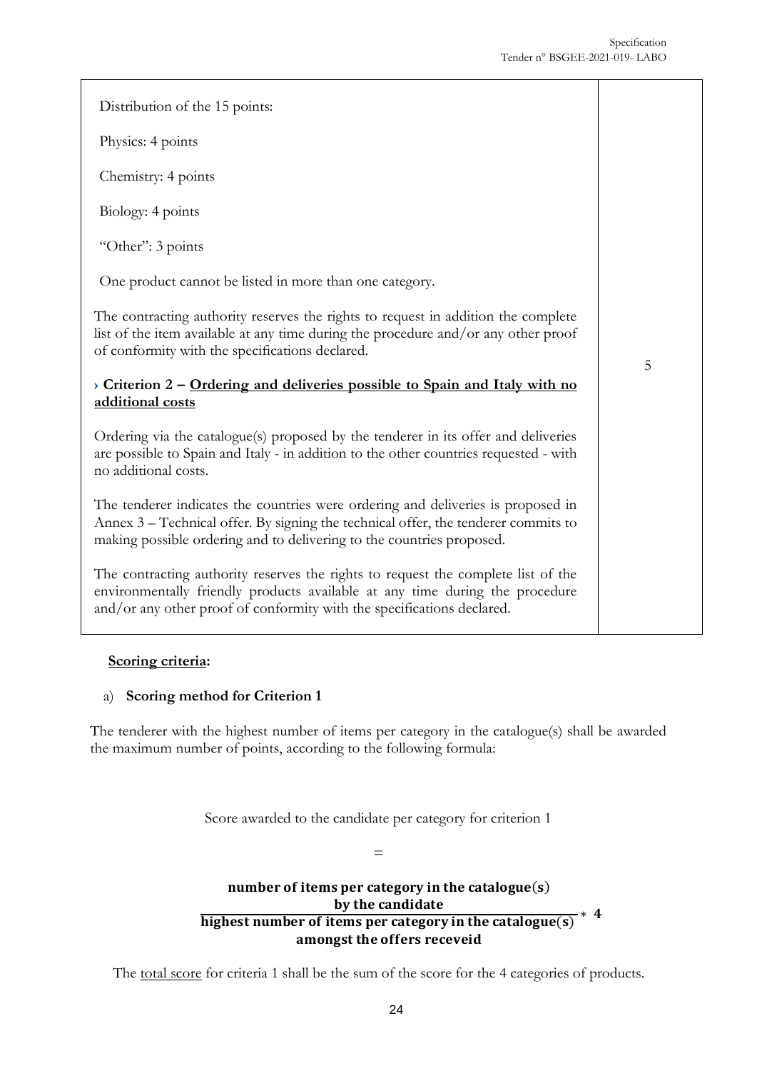| | |
|---|---|
| Distribution of the 15 points:<br><br>Physics: 4 points<br><br>Chemistry: 4 points<br><br>Biology: 4 points<br><br>"Other": 3 points<br><br>One product cannot be listed in more than one category.<br><br>The contracting authority reserves the rights to request in addition the complete list of the item available at any time during the procedure and/or any other proof of conformity with the specifications declared.<br><br>› **Criterion 2 – <u>Ordering and deliveries possible to Spain and Italy with no additional costs</u>**<br><br>Ordering via the catalogue(s) proposed by the tenderer in its offer and deliveries are possible to Spain and Italy - in addition to the other countries requested - with no additional costs.<br><br>The tenderer indicates the countries were ordering and deliveries is proposed in Annex 3 – Technical offer. By signing the technical offer, the tenderer commits to making possible ordering and to delivering to the countries proposed.<br><br>The contracting authority reserves the rights to request the complete list of the environmentally friendly products available at any time during the procedure and/or any other proof of conformity with the specifications declared. | 5 |

**<u>Scoring criteria</u>:**

a) **Scoring method for Criterion 1**

The tenderer with the highest number of items per category in the catalogue(s) shall be awarded the maximum number of points, according to the following formula:

Score awarded to the candidate per category for criterion 1

=

$$\frac{\textbf{number of items per category in the catalogue(s) by the candidate}}{\textbf{highest number of items per category in the catalogue(s) amongst the offers receveid}} * \mathbf{4}$$

The <u>total score</u> for criteria 1 shall be the sum of the score for the 4 categories of products.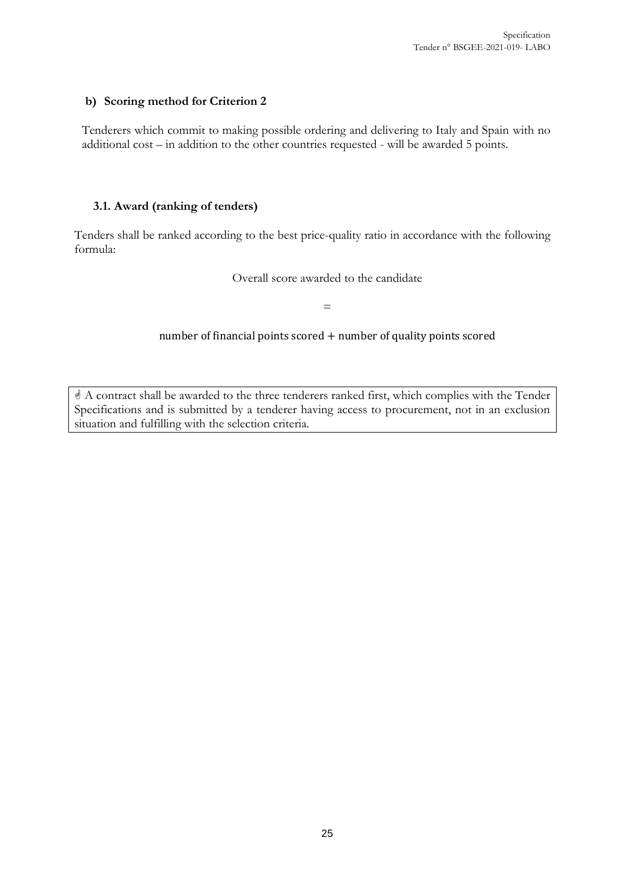#### b) Scoring method for Criterion 2

Tenderers which commit to making possible ordering and delivering to Italy and Spain with no additional cost – in addition to the other countries requested - will be awarded 5 points.

### 3.1. Award (ranking of tenders)

Tenders shall be ranked according to the best price-quality ratio in accordance with the following formula:

$$\text{Overall score awarded to the candidate} = \text{number of financial points scored} + \text{number of quality points scored}$$

☝ A contract shall be awarded to the three tenderers ranked first, which complies with the Tender Specifications and is submitted by a tenderer having access to procurement, not in an exclusion situation and fulfilling with the selection criteria.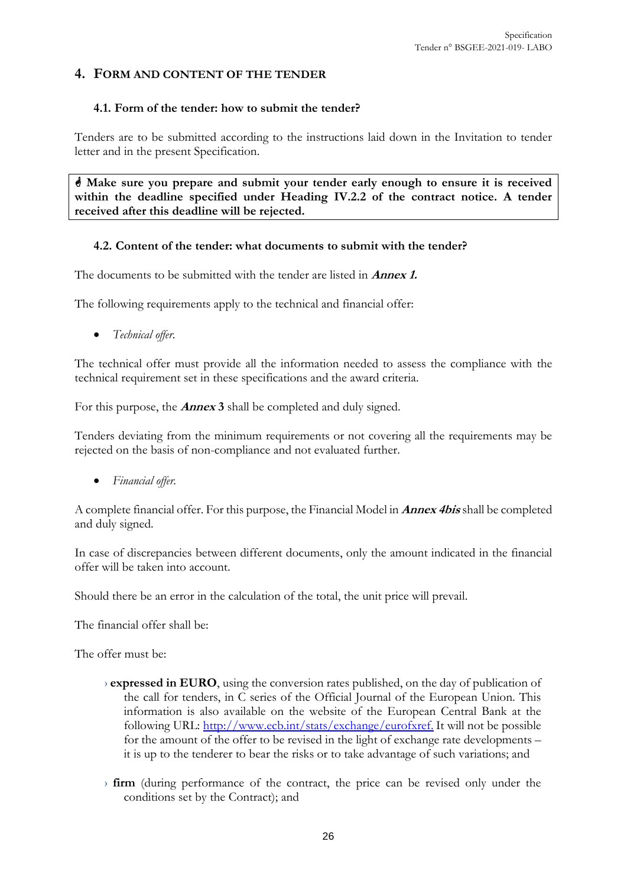## 4. FORM AND CONTENT OF THE TENDER

### 4.1. Form of the tender: how to submit the tender?

Tenders are to be submitted according to the instructions laid down in the Invitation to tender letter and in the present Specification.

> **☝ Make sure you prepare and submit your tender early enough to ensure it is received within the deadline specified under Heading IV.2.2 of the contract notice. A tender received after this deadline will be rejected.**

### 4.2. Content of the tender: what documents to submit with the tender?

The documents to be submitted with the tender are listed in ***Annex 1.***

The following requirements apply to the technical and financial offer:

- *Technical offer.*

The technical offer must provide all the information needed to assess the compliance with the technical requirement set in these specifications and the award criteria.

For this purpose, the ***Annex* 3** shall be completed and duly signed.

Tenders deviating from the minimum requirements or not covering all the requirements may be rejected on the basis of non-compliance and not evaluated further.

- *Financial offer.*

A complete financial offer. For this purpose, the Financial Model in ***Annex 4bis*** shall be completed and duly signed.

In case of discrepancies between different documents, only the amount indicated in the financial offer will be taken into account.

Should there be an error in the calculation of the total, the unit price will prevail.

The financial offer shall be:

The offer must be:

- › **expressed in EURO**, using the conversion rates published, on the day of publication of the call for tenders, in C series of the Official Journal of the European Union. This information is also available on the website of the European Central Bank at the following URL: [http://www.ecb.int/stats/exchange/eurofxref.](http://www.ecb.int/stats/exchange/eurofxref) It will not be possible for the amount of the offer to be revised in the light of exchange rate developments – it is up to the tenderer to bear the risks or to take advantage of such variations; and

- › **firm** (during performance of the contract, the price can be revised only under the conditions set by the Contract); and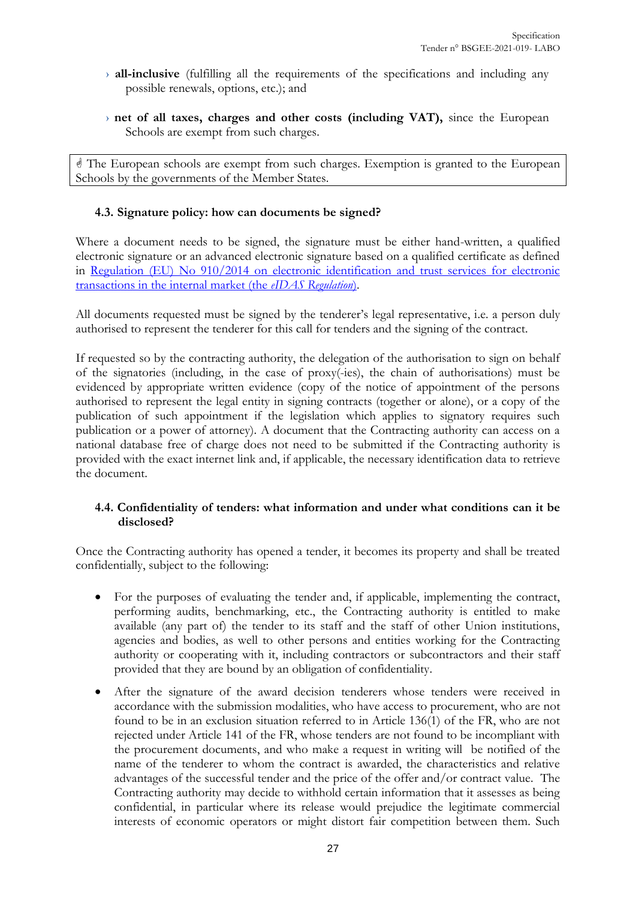- **all-inclusive** (fulfilling all the requirements of the specifications and including any possible renewals, options, etc.); and
- **net of all taxes, charges and other costs (including VAT),** since the European Schools are exempt from such charges.

☝ The European schools are exempt from such charges. Exemption is granted to the European Schools by the governments of the Member States.

### 4.3. Signature policy: how can documents be signed?

Where a document needs to be signed, the signature must be either hand-written, a qualified electronic signature or an advanced electronic signature based on a qualified certificate as defined in [Regulation (EU) No 910/2014 on electronic identification and trust services for electronic transactions in the internal market (the *eIDAS Regulation*)](#).

All documents requested must be signed by the tenderer's legal representative, i.e. a person duly authorised to represent the tenderer for this call for tenders and the signing of the contract.

If requested so by the contracting authority, the delegation of the authorisation to sign on behalf of the signatories (including, in the case of proxy(-ies), the chain of authorisations) must be evidenced by appropriate written evidence (copy of the notice of appointment of the persons authorised to represent the legal entity in signing contracts (together or alone), or a copy of the publication of such appointment if the legislation which applies to signatory requires such publication or a power of attorney). A document that the Contracting authority can access on a national database free of charge does not need to be submitted if the Contracting authority is provided with the exact internet link and, if applicable, the necessary identification data to retrieve the document.

### 4.4. Confidentiality of tenders: what information and under what conditions can it be disclosed?

Once the Contracting authority has opened a tender, it becomes its property and shall be treated confidentially, subject to the following:

- For the purposes of evaluating the tender and, if applicable, implementing the contract, performing audits, benchmarking, etc., the Contracting authority is entitled to make available (any part of) the tender to its staff and the staff of other Union institutions, agencies and bodies, as well to other persons and entities working for the Contracting authority or cooperating with it, including contractors or subcontractors and their staff provided that they are bound by an obligation of confidentiality.
- After the signature of the award decision tenderers whose tenders were received in accordance with the submission modalities, who have access to procurement, who are not found to be in an exclusion situation referred to in Article 136(1) of the FR, who are not rejected under Article 141 of the FR, whose tenders are not found to be incompliant with the procurement documents, and who make a request in writing will be notified of the name of the tenderer to whom the contract is awarded, the characteristics and relative advantages of the successful tender and the price of the offer and/or contract value. The Contracting authority may decide to withhold certain information that it assesses as being confidential, in particular where its release would prejudice the legitimate commercial interests of economic operators or might distort fair competition between them. Such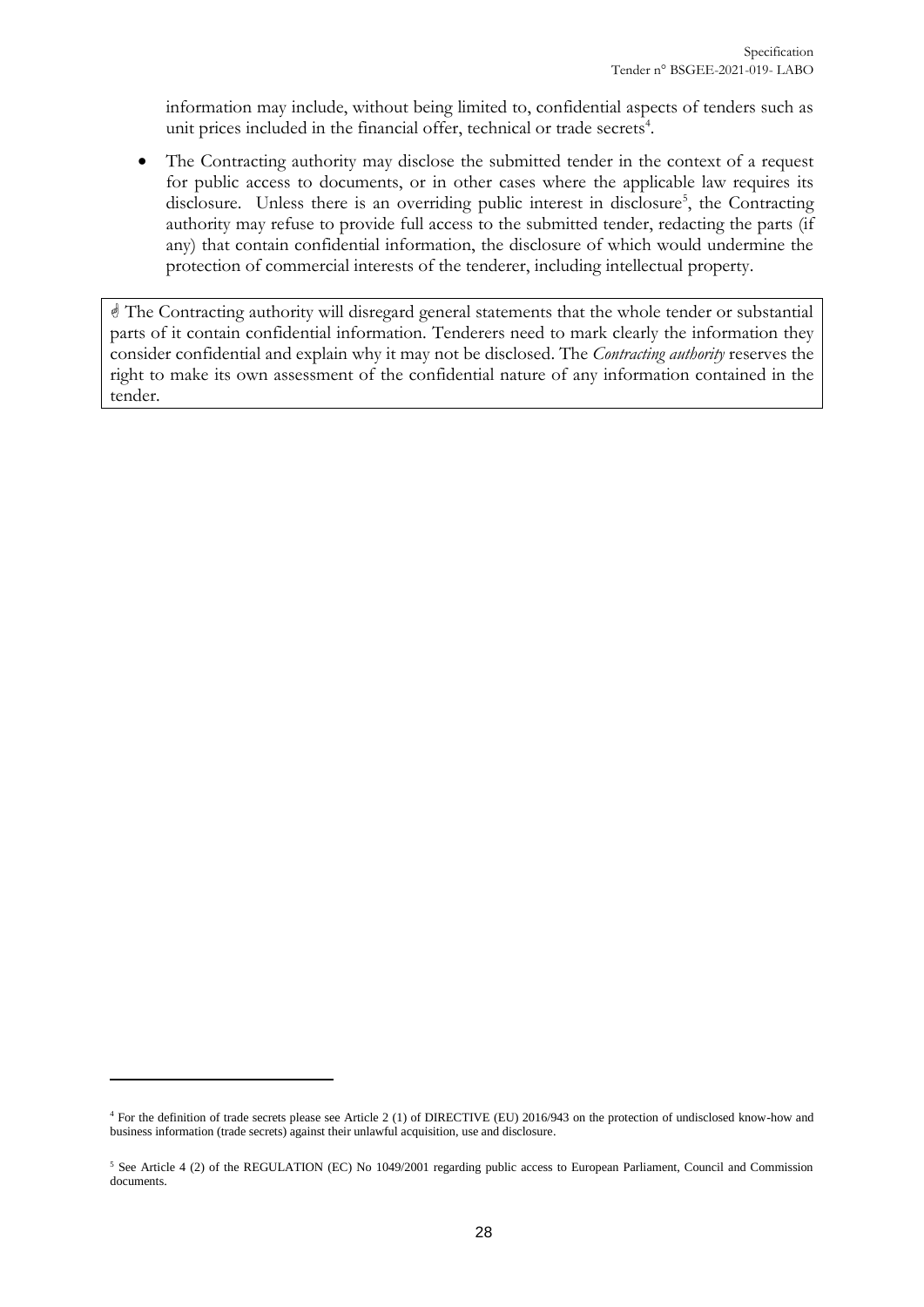information may include, without being limited to, confidential aspects of tenders such as unit prices included in the financial offer, technical or trade secrets[4].

- The Contracting authority may disclose the submitted tender in the context of a request for public access to documents, or in other cases where the applicable law requires its disclosure. Unless there is an overriding public interest in disclosure[5], the Contracting authority may refuse to provide full access to the submitted tender, redacting the parts (if any) that contain confidential information, the disclosure of which would undermine the protection of commercial interests of the tenderer, including intellectual property.

> ☝ The Contracting authority will disregard general statements that the whole tender or substantial parts of it contain confidential information. Tenderers need to mark clearly the information they consider confidential and explain why it may not be disclosed. The *Contracting authority* reserves the right to make its own assessment of the confidential nature of any information contained in the tender.

---

[4] For the definition of trade secrets please see Article 2 (1) of DIRECTIVE (EU) 2016/943 on the protection of undisclosed know-how and business information (trade secrets) against their unlawful acquisition, use and disclosure.

[5] See Article 4 (2) of the REGULATION (EC) No 1049/2001 regarding public access to European Parliament, Council and Commission documents.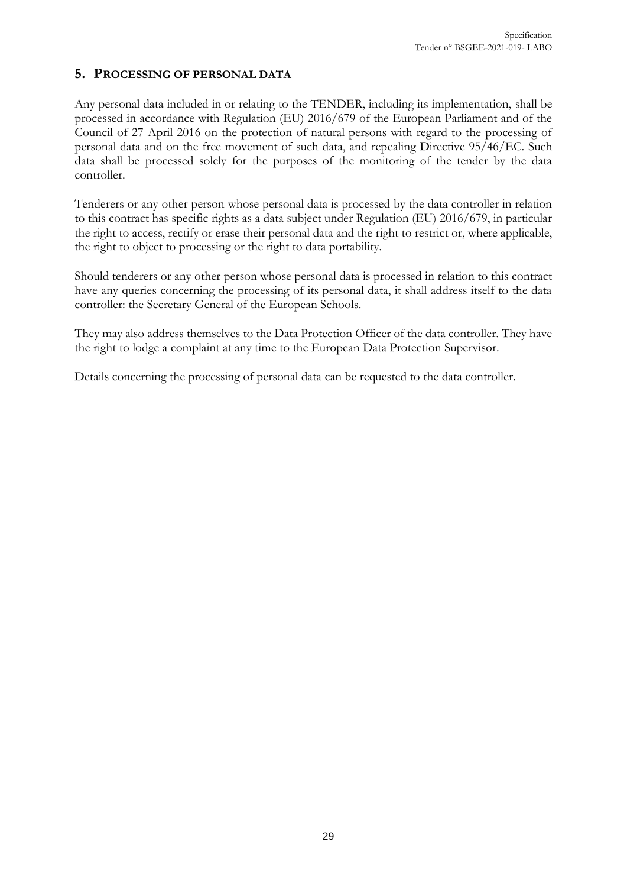## 5. PROCESSING OF PERSONAL DATA

Any personal data included in or relating to the TENDER, including its implementation, shall be processed in accordance with Regulation (EU) 2016/679 of the European Parliament and of the Council of 27 April 2016 on the protection of natural persons with regard to the processing of personal data and on the free movement of such data, and repealing Directive 95/46/EC. Such data shall be processed solely for the purposes of the monitoring of the tender by the data controller.

Tenderers or any other person whose personal data is processed by the data controller in relation to this contract has specific rights as a data subject under Regulation (EU) 2016/679, in particular the right to access, rectify or erase their personal data and the right to restrict or, where applicable, the right to object to processing or the right to data portability.

Should tenderers or any other person whose personal data is processed in relation to this contract have any queries concerning the processing of its personal data, it shall address itself to the data controller: the Secretary General of the European Schools.

They may also address themselves to the Data Protection Officer of the data controller. They have the right to lodge a complaint at any time to the European Data Protection Supervisor.

Details concerning the processing of personal data can be requested to the data controller.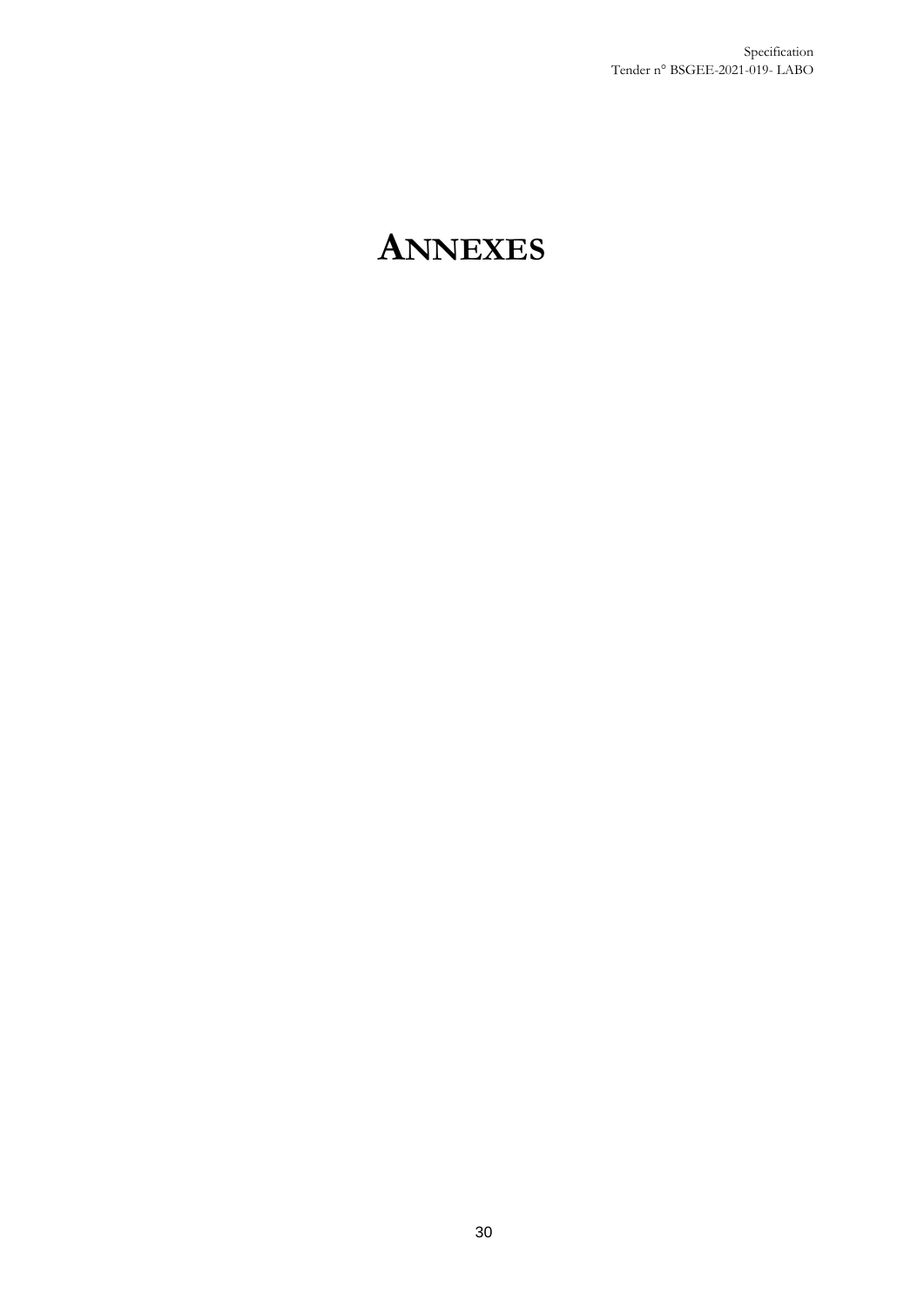# ANNEXES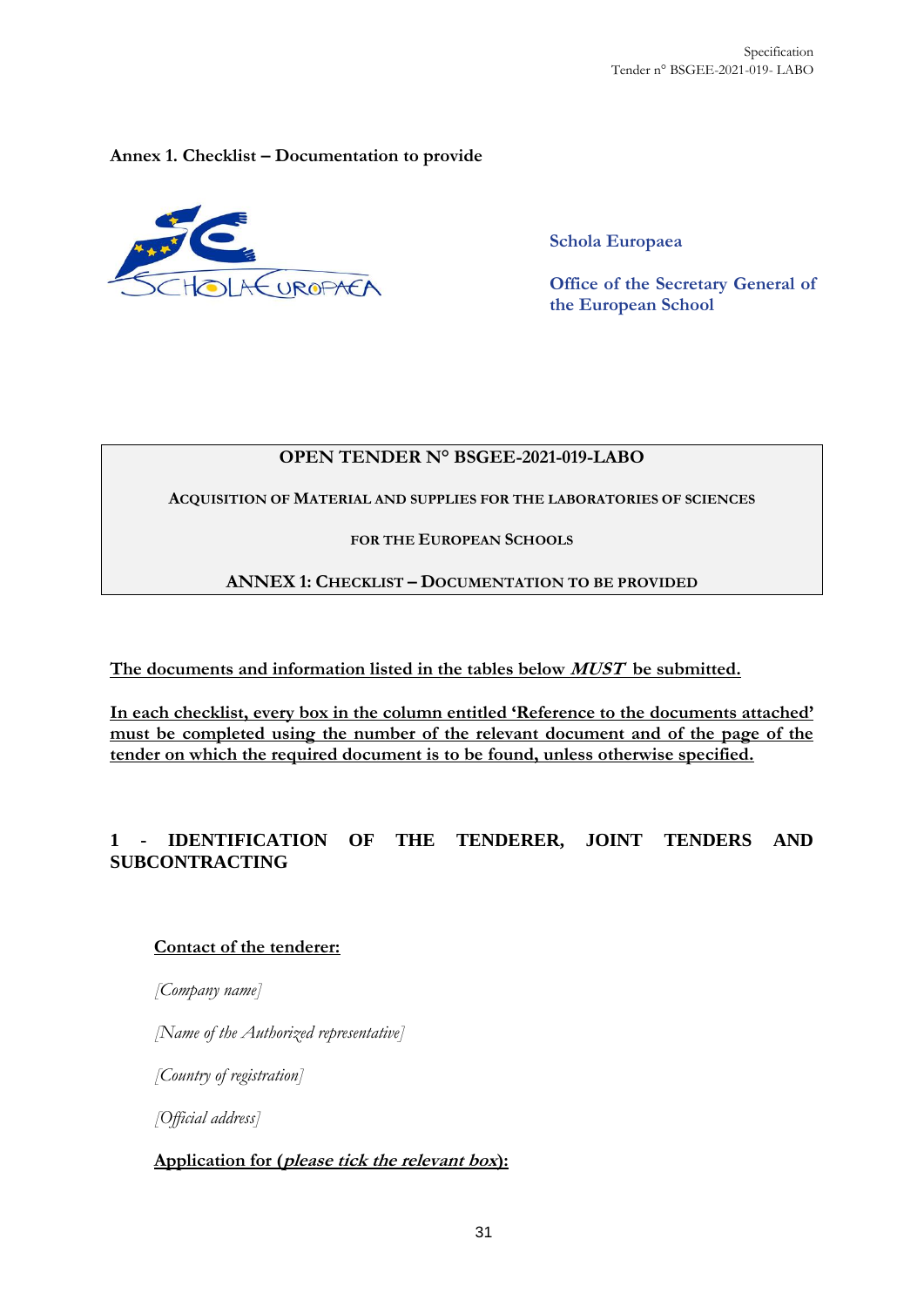**Annex 1. Checklist – Documentation to provide**

Schola Europaea

Office of the Secretary General of the European School

| OPEN TENDER N° BSGEE-2021-019-LABO |
|---|
| ACQUISITION OF MATERIAL AND SUPPLIES FOR THE LABORATORIES OF SCIENCES |
| FOR THE EUROPEAN SCHOOLS |
| ANNEX 1: CHECKLIST – DOCUMENTATION TO BE PROVIDED |

**The documents and information listed in the tables below *MUST* be submitted.**

**In each checklist, every box in the column entitled 'Reference to the documents attached' must be completed using the number of the relevant document and of the page of the tender on which the required document is to be found, unless otherwise specified.**

## 1 - IDENTIFICATION OF THE TENDERER, JOINT TENDERS AND SUBCONTRACTING

**Contact of the tenderer:**

*[Company name]*

*[Name of the Authorized representative]*

*[Country of registration]*

*[Official address]*

**Application for (*please tick the relevant box*):**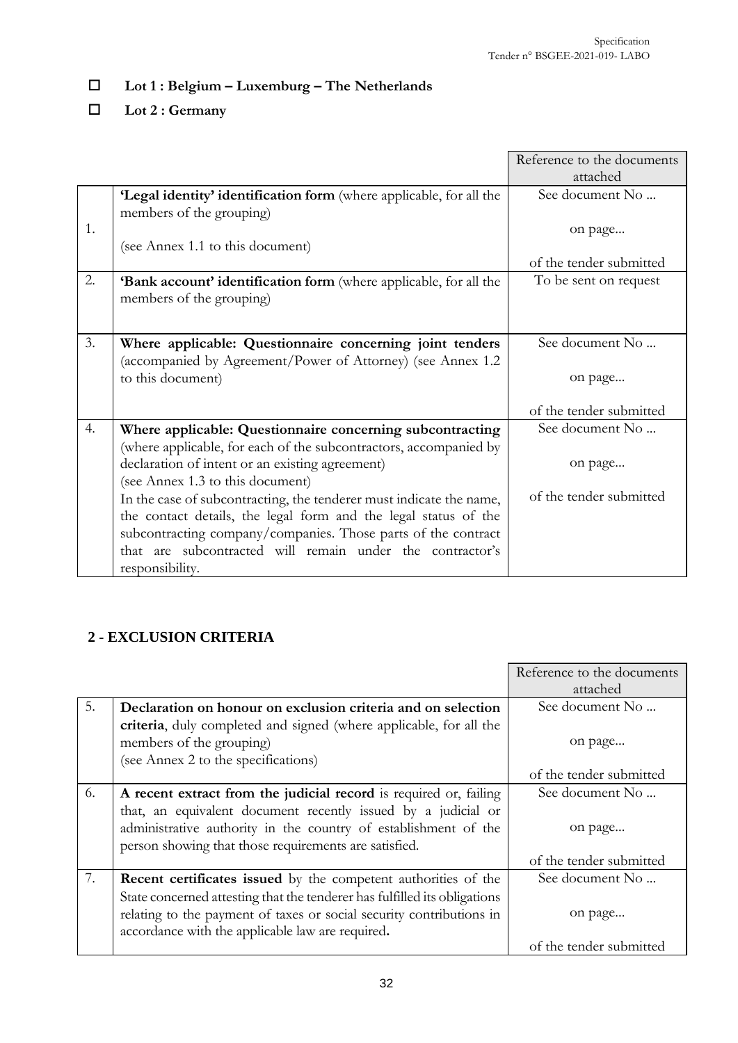- ☐ **Lot 1 : Belgium – Luxemburg – The Netherlands**
- ☐ **Lot 2 : Germany**

| | | Reference to the documents attached |
|---|---|---|
| 1. | **'Legal identity' identification form** (where applicable, for all the members of the grouping)<br><br>(see Annex 1.1 to this document) | See document No ...<br><br>on page...<br><br>of the tender submitted |
| 2. | **'Bank account' identification form** (where applicable, for all the members of the grouping) | To be sent on request |
| 3. | **Where applicable: Questionnaire concerning joint tenders** (accompanied by Agreement/Power of Attorney) (see Annex 1.2 to this document) | See document No ...<br><br>on page...<br><br>of the tender submitted |
| 4. | **Where applicable: Questionnaire concerning subcontracting** (where applicable, for each of the subcontractors, accompanied by declaration of intent or an existing agreement)<br>(see Annex 1.3 to this document)<br>In the case of subcontracting, the tenderer must indicate the name, the contact details, the legal form and the legal status of the subcontracting company/companies. Those parts of the contract that are subcontracted will remain under the contractor's responsibility. | See document No ...<br><br>on page...<br><br>of the tender submitted |

## 2 - EXCLUSION CRITERIA

| | | Reference to the documents attached |
|---|---|---|
| 5. | **Declaration on honour on exclusion criteria and on selection criteria**, duly completed and signed (where applicable, for all the members of the grouping)<br>(see Annex 2 to the specifications) | See document No ...<br><br>on page...<br><br>of the tender submitted |
| 6. | **A recent extract from the judicial record** is required or, failing that, an equivalent document recently issued by a judicial or administrative authority in the country of establishment of the person showing that those requirements are satisfied. | See document No ...<br><br>on page...<br><br>of the tender submitted |
| 7. | **Recent certificates issued** by the competent authorities of the State concerned attesting that the tenderer has fulfilled its obligations relating to the payment of taxes or social security contributions in accordance with the applicable law are required**.** | See document No ...<br><br>on page...<br><br>of the tender submitted |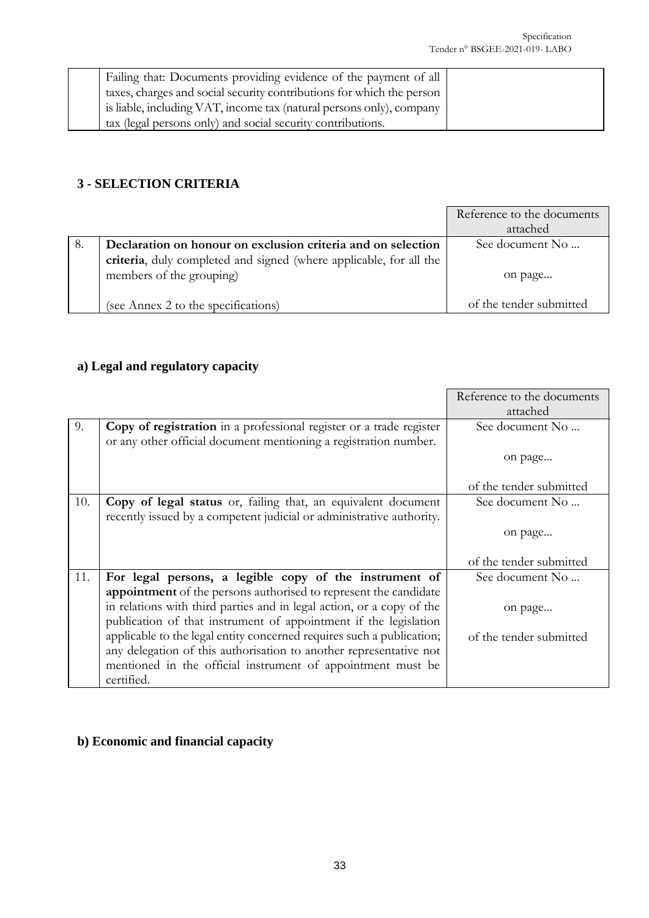| | | |
|---|---|---|
| | Failing that: Documents providing evidence of the payment of all taxes, charges and social security contributions for which the person is liable, including VAT, income tax (natural persons only), company tax (legal persons only) and social security contributions. | |

## 3 - SELECTION CRITERIA

| | | Reference to the documents attached |
|---|---|---|
| 8. | **Declaration on honour on exclusion criteria and on selection criteria**, duly completed and signed (where applicable, for all the members of the grouping)<br><br>(see Annex 2 to the specifications) | See document No ...<br><br>on page...<br><br>of the tender submitted |

### a) Legal and regulatory capacity

| | | Reference to the documents attached |
|---|---|---|
| 9. | **Copy of registration** in a professional register or a trade register or any other official document mentioning a registration number. | See document No ...<br><br>on page...<br><br>of the tender submitted |
| 10. | **Copy of legal status** or, failing that, an equivalent document recently issued by a competent judicial or administrative authority. | See document No ...<br><br>on page...<br><br>of the tender submitted |
| 11. | **For legal persons, a legible copy of the instrument of appointment** of the persons authorised to represent the candidate in relations with third parties and in legal action, or a copy of the publication of that instrument of appointment if the legislation applicable to the legal entity concerned requires such a publication; any delegation of this authorisation to another representative not mentioned in the official instrument of appointment must be certified. | See document No ...<br><br>on page...<br><br>of the tender submitted |

### b) Economic and financial capacity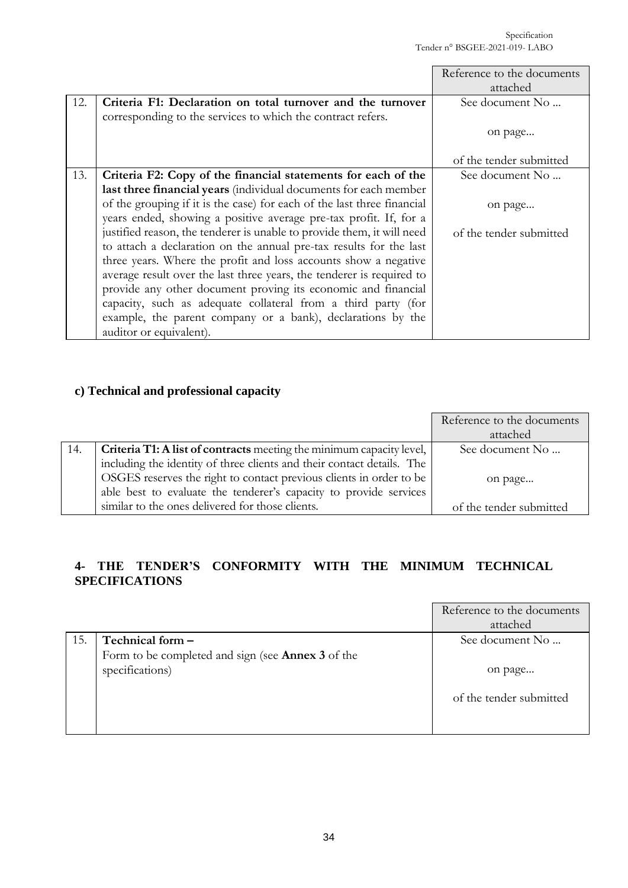| | | Reference to the documents attached |
|---|---|---|
| 12. | **Criteria F1: Declaration on total turnover and the turnover** corresponding to the services to which the contract refers. | See document No ... on page... of the tender submitted |
| 13. | **Criteria F2: Copy of the financial statements for each of the last three financial years** (individual documents for each member of the grouping if it is the case) for each of the last three financial years ended, showing a positive average pre-tax profit. If, for a justified reason, the tenderer is unable to provide them, it will need to attach a declaration on the annual pre-tax results for the last three years. Where the profit and loss accounts show a negative average result over the last three years, the tenderer is required to provide any other document proving its economic and financial capacity, such as adequate collateral from a third party (for example, the parent company or a bank), declarations by the auditor or equivalent). | See document No ... on page... of the tender submitted |

### c) Technical and professional capacity

| | | Reference to the documents attached |
|---|---|---|
| 14. | **Criteria T1: A list of contracts** meeting the minimum capacity level, including the identity of three clients and their contact details. The OSGES reserves the right to contact previous clients in order to be able best to evaluate the tenderer's capacity to provide services similar to the ones delivered for those clients. | See document No ... on page... of the tender submitted |

## 4- THE TENDER'S CONFORMITY WITH THE MINIMUM TECHNICAL SPECIFICATIONS

| | | Reference to the documents attached |
|---|---|---|
| 15. | **Technical form –** Form to be completed and sign (see **Annex 3** of the specifications) | See document No ... on page... of the tender submitted |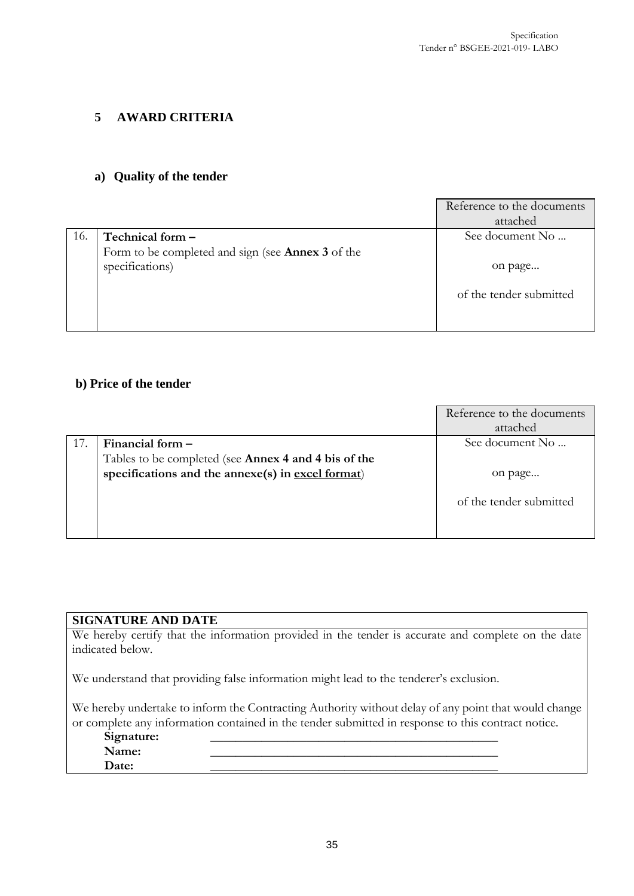## 5 AWARD CRITERIA

### a) Quality of the tender

| | | Reference to the documents attached |
|---|---|---|
| 16. | **Technical form –** Form to be completed and sign (see **Annex 3** of the specifications) | See document No ... on page... of the tender submitted |

### b) Price of the tender

| | | Reference to the documents attached |
|---|---|---|
| 17. | **Financial form –** Tables to be completed (see **Annex 4 and 4 bis of the specifications and the annexe(s) in excel format**) | See document No ... on page... of the tender submitted |

| **SIGNATURE AND DATE** |
|---|
| We hereby certify that the information provided in the tender is accurate and complete on the date indicated below.<br><br>We understand that providing false information might lead to the tenderer's exclusion.<br><br>We hereby undertake to inform the Contracting Authority without delay of any point that would change or complete any information contained in the tender submitted in response to this contract notice.<br>**Signature:** ______________________________<br>**Name:** ______________________________<br>**Date:** ______________________________ |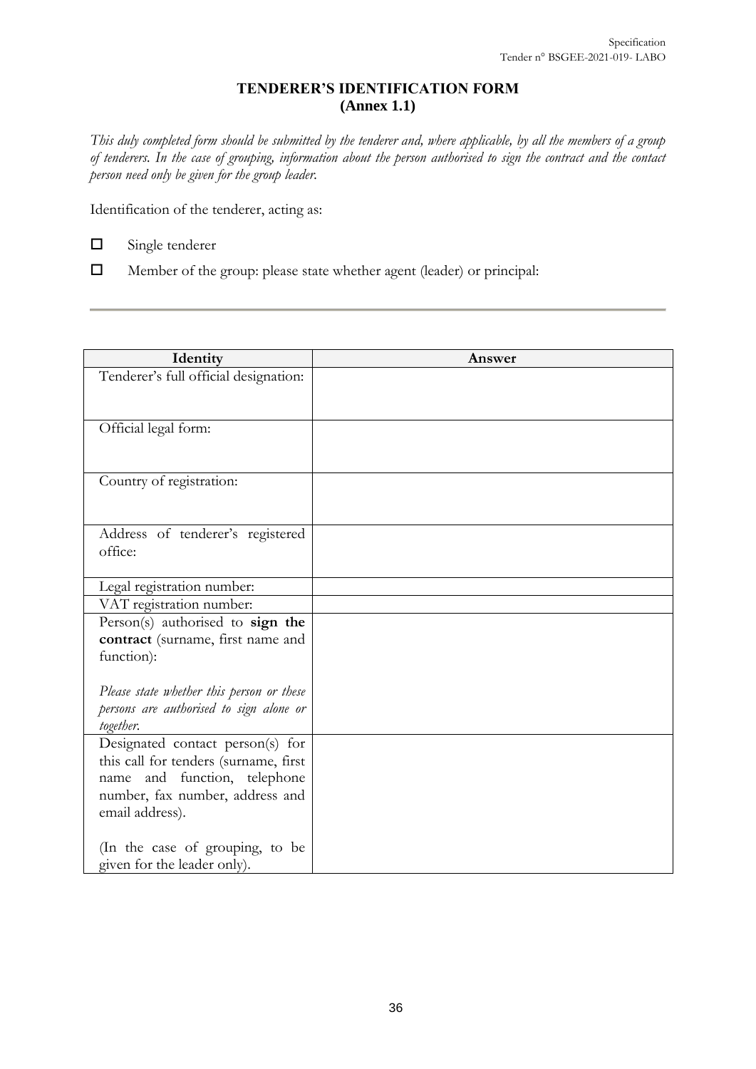# TENDERER'S IDENTIFICATION FORM
## (Annex 1.1)

*This duly completed form should be submitted by the tenderer and, where applicable, by all the members of a group of tenderers. In the case of grouping, information about the person authorised to sign the contract and the contact person need only be given for the group leader.*

Identification of the tenderer, acting as:

☐ Single tenderer

☐ Member of the group: please state whether agent (leader) or principal:

---

| Identity | Answer |
|---|---|
| Tenderer's full official designation: | |
| Official legal form: | |
| Country of registration: | |
| Address of tenderer's registered office: | |
| Legal registration number: | |
| VAT registration number: | |
| Person(s) authorised to **sign the contract** (surname, first name and function):<br><br>*Please state whether this person or these persons are authorised to sign alone or together.* | |
| Designated contact person(s) for this call for tenders (surname, first name and function, telephone number, fax number, address and email address).<br><br>(In the case of grouping, to be given for the leader only). | |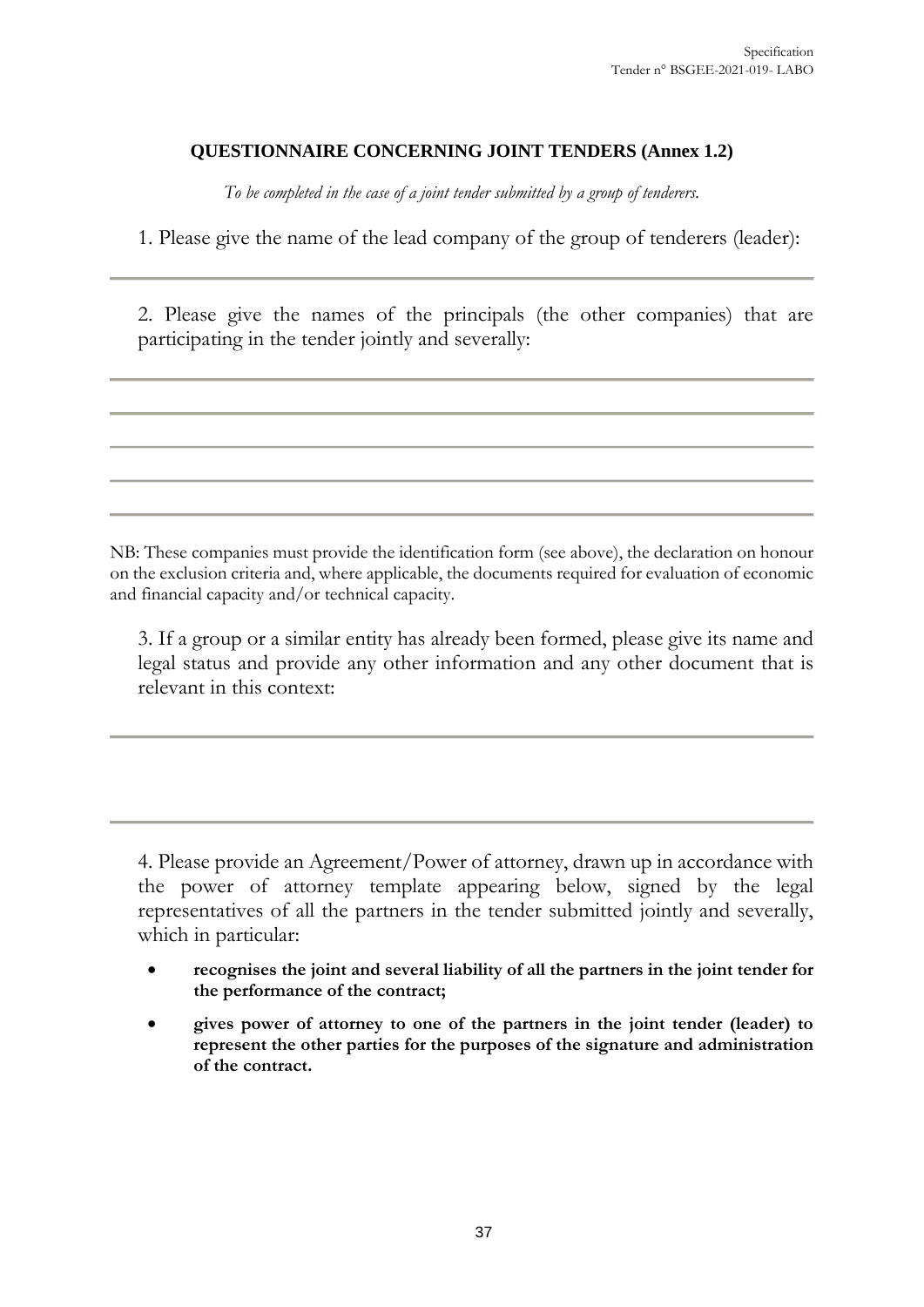**QUESTIONNAIRE CONCERNING JOINT TENDERS (Annex 1.2)**

*To be completed in the case of a joint tender submitted by a group of tenderers.*

1. Please give the name of the lead company of the group of tenderers (leader):

---

2. Please give the names of the principals (the other companies) that are participating in the tender jointly and severally:

---

---

---

---

---

NB: These companies must provide the identification form (see above), the declaration on honour on the exclusion criteria and, where applicable, the documents required for evaluation of economic and financial capacity and/or technical capacity.

3. If a group or a similar entity has already been formed, please give its name and legal status and provide any other information and any other document that is relevant in this context:

---

---

4. Please provide an Agreement/Power of attorney, drawn up in accordance with the power of attorney template appearing below, signed by the legal representatives of all the partners in the tender submitted jointly and severally, which in particular:

- **recognises the joint and several liability of all the partners in the joint tender for the performance of the contract;**
- **gives power of attorney to one of the partners in the joint tender (leader) to represent the other parties for the purposes of the signature and administration of the contract.**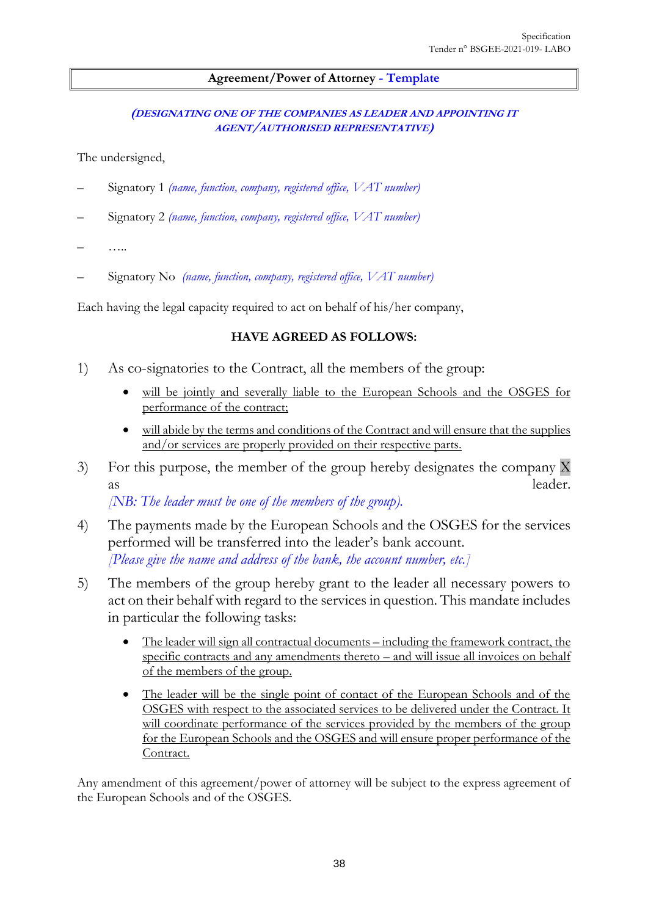**Agreement/Power of Attorney - Template**

***(DESIGNATING ONE OF THE COMPANIES AS LEADER AND APPOINTING IT AGENT/AUTHORISED REPRESENTATIVE)***

The undersigned,

– Signatory 1 *(name, function, company, registered office, VAT number)*

– Signatory 2 *(name, function, company, registered office, VAT number)*

– …..

– Signatory No *(name, function, company, registered office, VAT number)*

Each having the legal capacity required to act on behalf of his/her company,

**HAVE AGREED AS FOLLOWS:**

1) As co-signatories to the Contract, all the members of the group:
   - will be jointly and severally liable to the European Schools and the OSGES for performance of the contract;
   - will abide by the terms and conditions of the Contract and will ensure that the supplies and/or services are properly provided on their respective parts.

3) For this purpose, the member of the group hereby designates the company X as leader.
   *[NB: The leader must be one of the members of the group).*

4) The payments made by the European Schools and the OSGES for the services performed will be transferred into the leader's bank account.
   *[Please give the name and address of the bank, the account number, etc.]*

5) The members of the group hereby grant to the leader all necessary powers to act on their behalf with regard to the services in question. This mandate includes in particular the following tasks:
   - The leader will sign all contractual documents – including the framework contract, the specific contracts and any amendments thereto – and will issue all invoices on behalf of the members of the group.
   - The leader will be the single point of contact of the European Schools and of the OSGES with respect to the associated services to be delivered under the Contract. It will coordinate performance of the services provided by the members of the group for the European Schools and the OSGES and will ensure proper performance of the Contract.

Any amendment of this agreement/power of attorney will be subject to the express agreement of the European Schools and of the OSGES.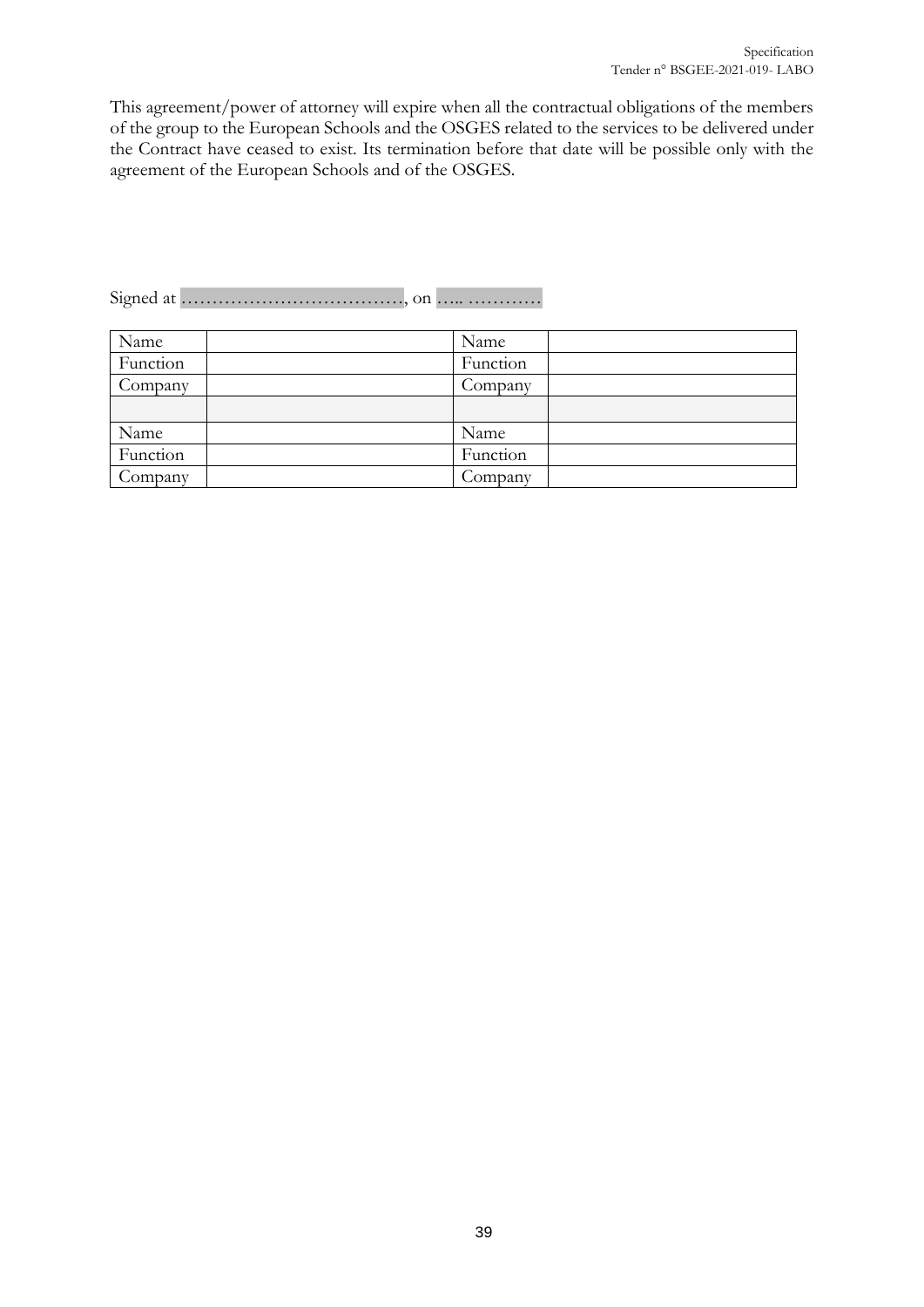This agreement/power of attorney will expire when all the contractual obligations of the members of the group to the European Schools and the OSGES related to the services to be delivered under the Contract have ceased to exist. Its termination before that date will be possible only with the agreement of the European Schools and of the OSGES.

Signed at ………………………………, on ….. …………

| Name | | Name | |
|---|---|---|---|
| Function | | Function | |
| Company | | Company | |
| | | | |
| Name | | Name | |
| Function | | Function | |
| Company | | Company | |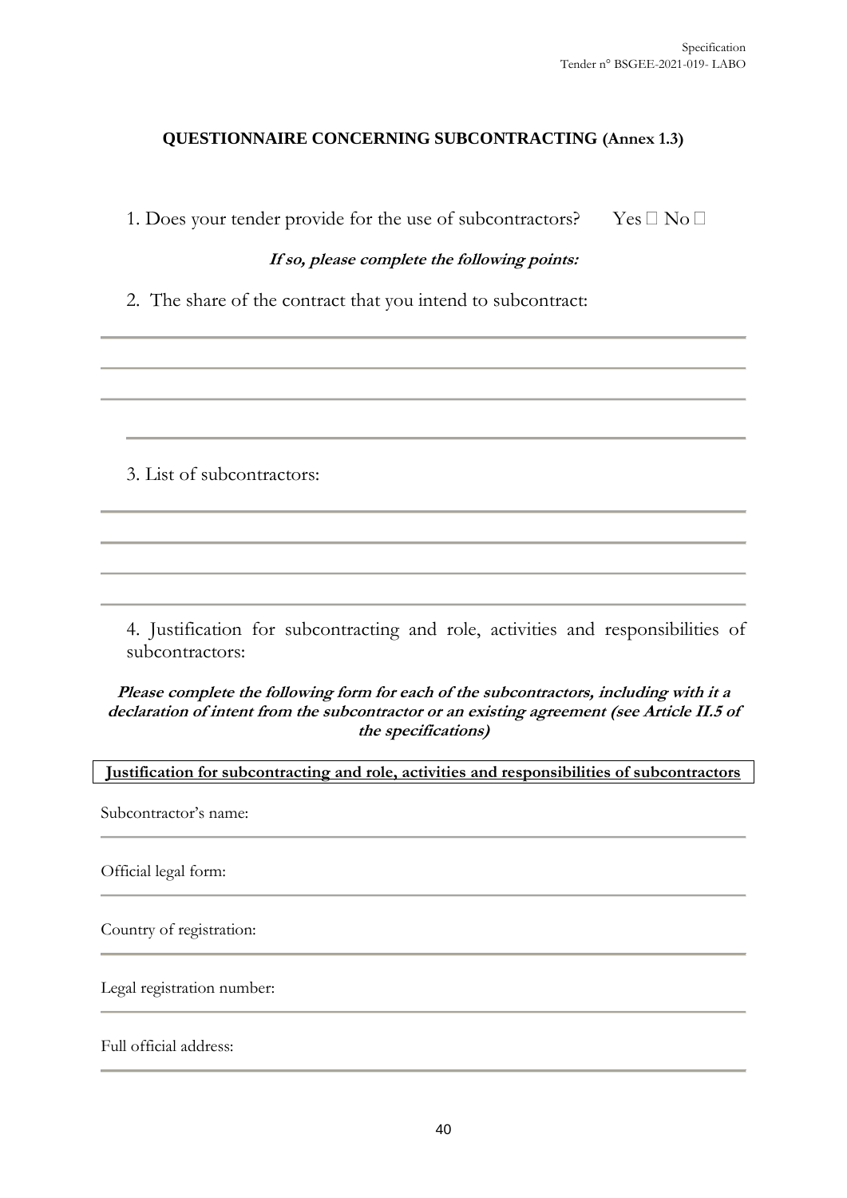**QUESTIONNAIRE CONCERNING SUBCONTRACTING (Annex 1.3)**

1. Does your tender provide for the use of subcontractors? Yes ☐ No ☐

***If so, please complete the following points:***

2. The share of the contract that you intend to subcontract:

\_\_\_\_\_\_\_\_\_\_\_\_\_\_\_\_\_\_\_\_\_\_\_\_\_\_\_\_\_\_\_\_\_\_\_\_\_\_\_\_\_\_\_\_\_\_\_\_\_\_\_\_\_\_\_\_\_\_\_\_\_\_\_\_

\_\_\_\_\_\_\_\_\_\_\_\_\_\_\_\_\_\_\_\_\_\_\_\_\_\_\_\_\_\_\_\_\_\_\_\_\_\_\_\_\_\_\_\_\_\_\_\_\_\_\_\_\_\_\_\_\_\_\_\_\_\_\_\_

\_\_\_\_\_\_\_\_\_\_\_\_\_\_\_\_\_\_\_\_\_\_\_\_\_\_\_\_\_\_\_\_\_\_\_\_\_\_\_\_\_\_\_\_\_\_\_\_\_\_\_\_\_\_\_\_\_\_\_\_\_\_\_\_

\_\_\_\_\_\_\_\_\_\_\_\_\_\_\_\_\_\_\_\_\_\_\_\_\_\_\_\_\_\_\_\_\_\_\_\_\_\_\_\_\_\_\_\_\_\_\_\_\_\_\_\_\_\_\_\_\_\_\_\_\_\_\_\_

3. List of subcontractors:

\_\_\_\_\_\_\_\_\_\_\_\_\_\_\_\_\_\_\_\_\_\_\_\_\_\_\_\_\_\_\_\_\_\_\_\_\_\_\_\_\_\_\_\_\_\_\_\_\_\_\_\_\_\_\_\_\_\_\_\_\_\_\_\_

\_\_\_\_\_\_\_\_\_\_\_\_\_\_\_\_\_\_\_\_\_\_\_\_\_\_\_\_\_\_\_\_\_\_\_\_\_\_\_\_\_\_\_\_\_\_\_\_\_\_\_\_\_\_\_\_\_\_\_\_\_\_\_\_

\_\_\_\_\_\_\_\_\_\_\_\_\_\_\_\_\_\_\_\_\_\_\_\_\_\_\_\_\_\_\_\_\_\_\_\_\_\_\_\_\_\_\_\_\_\_\_\_\_\_\_\_\_\_\_\_\_\_\_\_\_\_\_\_

\_\_\_\_\_\_\_\_\_\_\_\_\_\_\_\_\_\_\_\_\_\_\_\_\_\_\_\_\_\_\_\_\_\_\_\_\_\_\_\_\_\_\_\_\_\_\_\_\_\_\_\_\_\_\_\_\_\_\_\_\_\_\_\_

4. Justification for subcontracting and role, activities and responsibilities of subcontractors:

***Please complete the following form for each of the subcontractors, including with it a declaration of intent from the subcontractor or an existing agreement (see Article II.5 of the specifications)***

**Justification for subcontracting and role, activities and responsibilities of subcontractors**

Subcontractor's name:

\_\_\_\_\_\_\_\_\_\_\_\_\_\_\_\_\_\_\_\_\_\_\_\_\_\_\_\_\_\_\_\_\_\_\_\_\_\_\_\_\_\_\_\_\_\_\_\_\_\_\_\_\_\_\_\_\_\_\_\_\_\_\_\_

Official legal form:

\_\_\_\_\_\_\_\_\_\_\_\_\_\_\_\_\_\_\_\_\_\_\_\_\_\_\_\_\_\_\_\_\_\_\_\_\_\_\_\_\_\_\_\_\_\_\_\_\_\_\_\_\_\_\_\_\_\_\_\_\_\_\_\_

Country of registration:

\_\_\_\_\_\_\_\_\_\_\_\_\_\_\_\_\_\_\_\_\_\_\_\_\_\_\_\_\_\_\_\_\_\_\_\_\_\_\_\_\_\_\_\_\_\_\_\_\_\_\_\_\_\_\_\_\_\_\_\_\_\_\_\_

Legal registration number:

\_\_\_\_\_\_\_\_\_\_\_\_\_\_\_\_\_\_\_\_\_\_\_\_\_\_\_\_\_\_\_\_\_\_\_\_\_\_\_\_\_\_\_\_\_\_\_\_\_\_\_\_\_\_\_\_\_\_\_\_\_\_\_\_

Full official address:

\_\_\_\_\_\_\_\_\_\_\_\_\_\_\_\_\_\_\_\_\_\_\_\_\_\_\_\_\_\_\_\_\_\_\_\_\_\_\_\_\_\_\_\_\_\_\_\_\_\_\_\_\_\_\_\_\_\_\_\_\_\_\_\_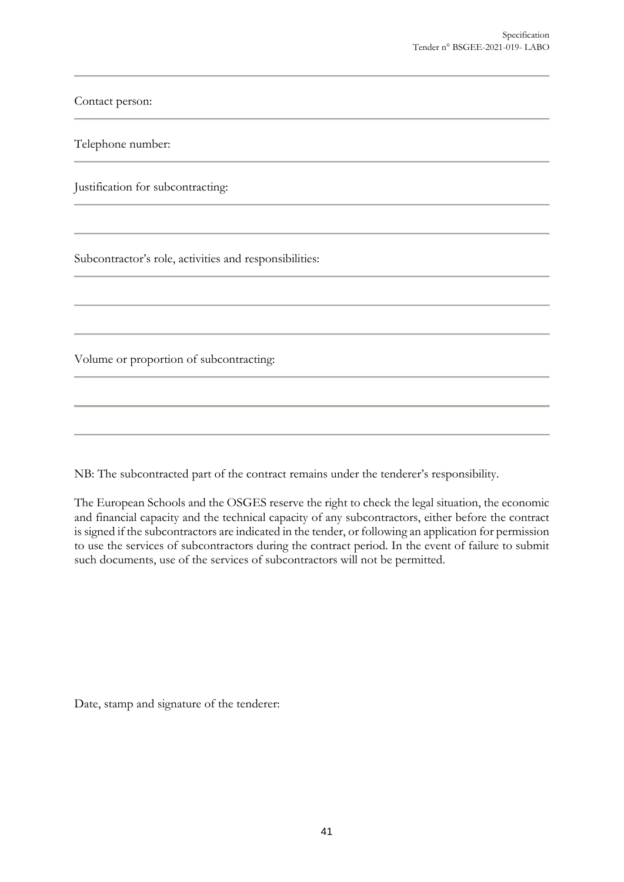Contact person:

Telephone number:

Justification for subcontracting:

Subcontractor's role, activities and responsibilities:

Volume or proportion of subcontracting:

NB: The subcontracted part of the contract remains under the tenderer's responsibility.

The European Schools and the OSGES reserve the right to check the legal situation, the economic and financial capacity and the technical capacity of any subcontractors, either before the contract is signed if the subcontractors are indicated in the tender, or following an application for permission to use the services of subcontractors during the contract period. In the event of failure to submit such documents, use of the services of subcontractors will not be permitted.

Date, stamp and signature of the tenderer: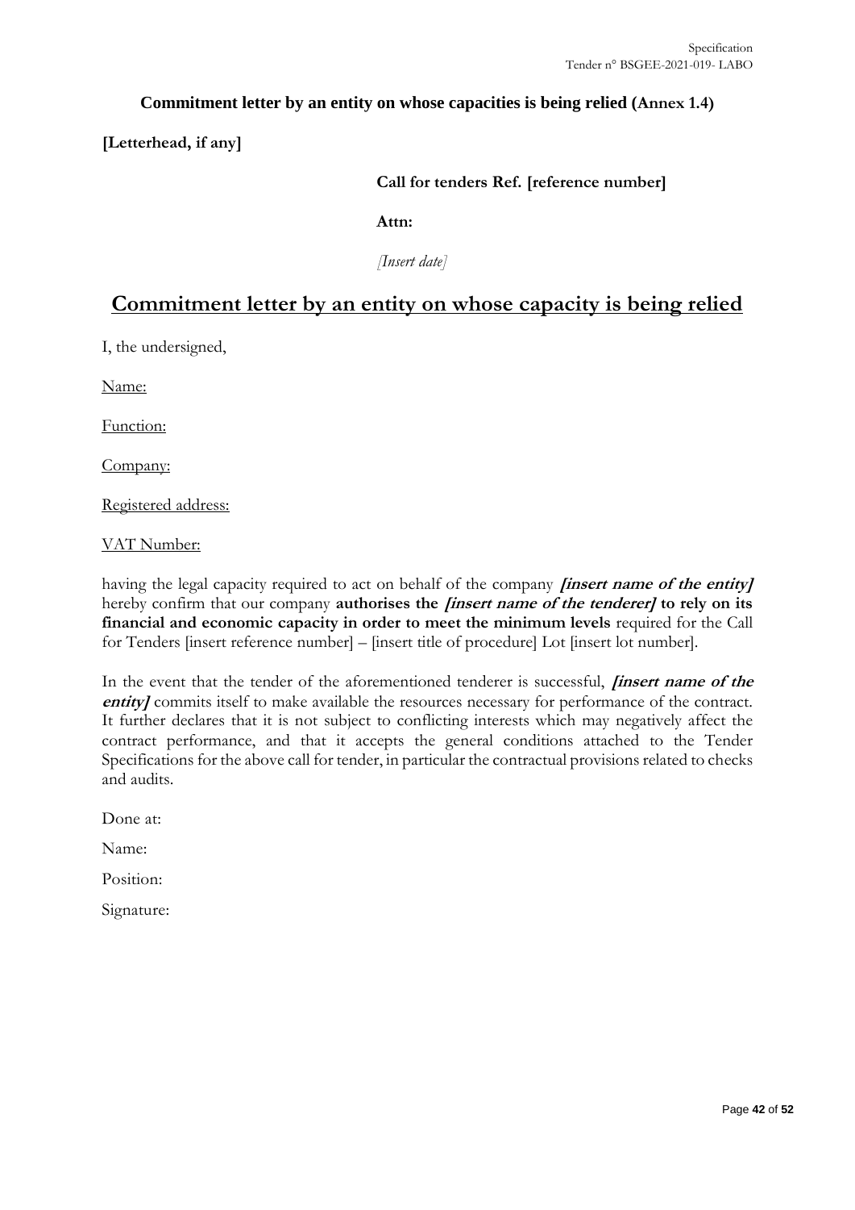**Commitment letter by an entity on whose capacities is being relied (Annex 1.4)**

**[Letterhead, if any]**

**Call for tenders Ref. [reference number]**

**Attn:**

*[Insert date]*

# Commitment letter by an entity on whose capacity is being relied

I, the undersigned,

Name:

Function:

Company:

Registered address:

VAT Number:

having the legal capacity required to act on behalf of the company ***[insert name of the entity]*** hereby confirm that our company **authorises the *[insert name of the tenderer]* to rely on its financial and economic capacity in order to meet the minimum levels** required for the Call for Tenders [insert reference number] – [insert title of procedure] Lot [insert lot number].

In the event that the tender of the aforementioned tenderer is successful, ***[insert name of the entity]*** commits itself to make available the resources necessary for performance of the contract. It further declares that it is not subject to conflicting interests which may negatively affect the contract performance, and that it accepts the general conditions attached to the Tender Specifications for the above call for tender, in particular the contractual provisions related to checks and audits.

Done at:

Name:

Position:

Signature: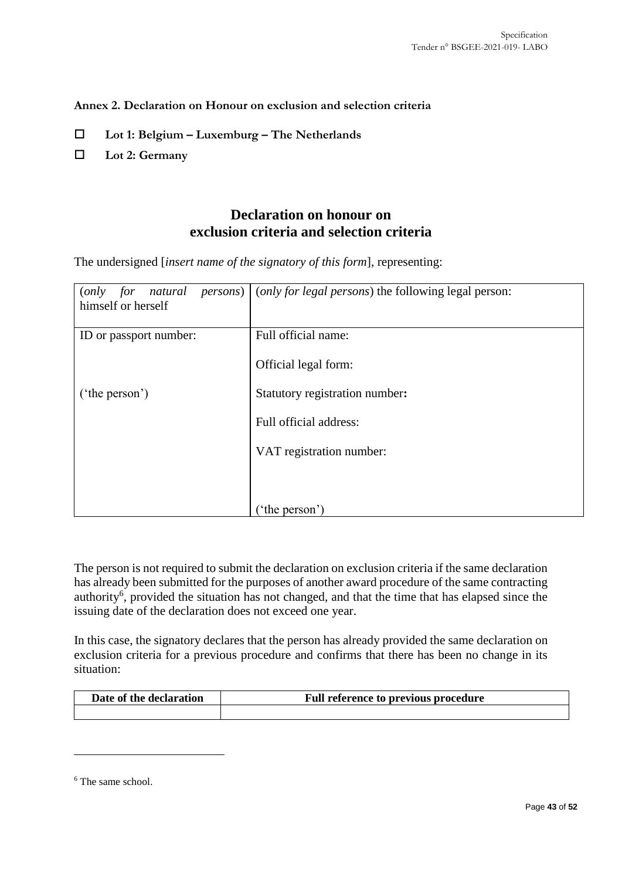**Annex 2. Declaration on Honour on exclusion and selection criteria**

- ☐ **Lot 1: Belgium – Luxemburg – The Netherlands**
- ☐ **Lot 2: Germany**

## Declaration on honour on exclusion criteria and selection criteria

The undersigned [*insert name of the signatory of this form*], representing:

| (*only for natural persons*) himself or herself | (*only for legal persons*) the following legal person: |
|---|---|
| ID or passport number:<br><br>('the person') | Full official name:<br><br>Official legal form:<br><br>Statutory registration number**:**<br><br>Full official address:<br><br>VAT registration number:<br><br>('the person') |

The person is not required to submit the declaration on exclusion criteria if the same declaration has already been submitted for the purposes of another award procedure of the same contracting authority[6], provided the situation has not changed, and that the time that has elapsed since the issuing date of the declaration does not exceed one year.

In this case, the signatory declares that the person has already provided the same declaration on exclusion criteria for a previous procedure and confirms that there has been no change in its situation:

| Date of the declaration | Full reference to previous procedure |
|---|---|
| | |

[6] The same school.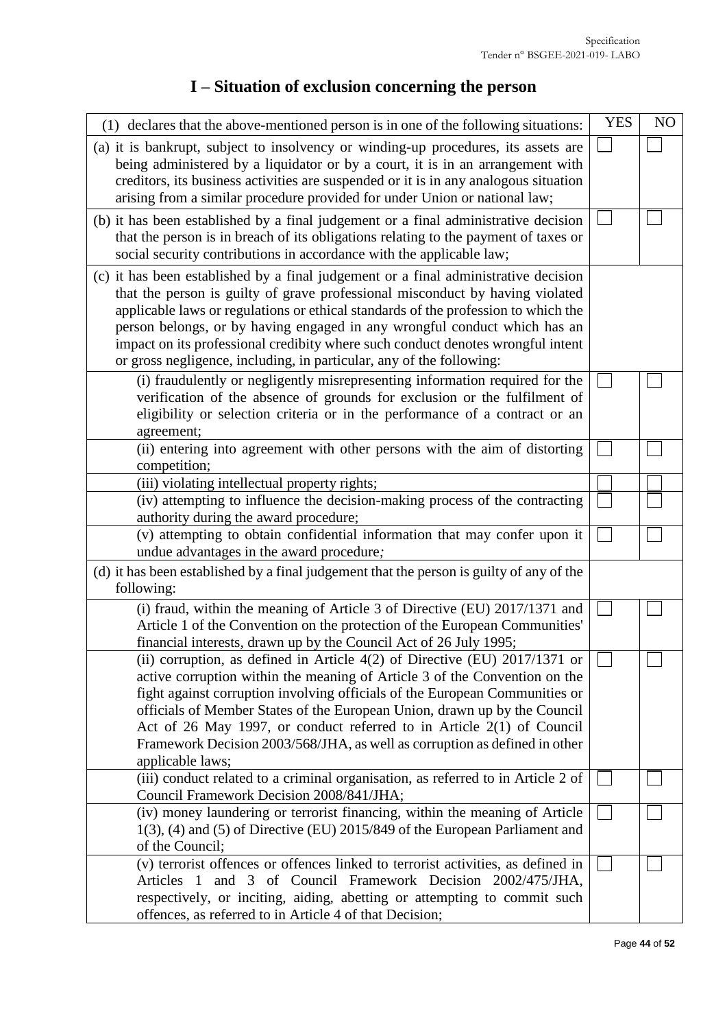# I – Situation of exclusion concerning the person

| (1) declares that the above-mentioned person is in one of the following situations: | YES | NO |
|---|---|---|
| (a) it is bankrupt, subject to insolvency or winding-up procedures, its assets are being administered by a liquidator or by a court, it is in an arrangement with creditors, its business activities are suspended or it is in any analogous situation arising from a similar procedure provided for under Union or national law; | ☐ | ☐ |
| (b) it has been established by a final judgement or a final administrative decision that the person is in breach of its obligations relating to the payment of taxes or social security contributions in accordance with the applicable law; | ☐ | ☐ |
| (c) it has been established by a final judgement or a final administrative decision that the person is guilty of grave professional misconduct by having violated applicable laws or regulations or ethical standards of the profession to which the person belongs, or by having engaged in any wrongful conduct which has an impact on its professional credibity where such conduct denotes wrongful intent or gross negligence, including, in particular, any of the following: | | |
| (i) fraudulently or negligently misrepresenting information required for the verification of the absence of grounds for exclusion or the fulfilment of eligibility or selection criteria or in the performance of a contract or an agreement; | ☐ | ☐ |
| (ii) entering into agreement with other persons with the aim of distorting competition; | ☐ | ☐ |
| (iii) violating intellectual property rights; | ☐ | ☐ |
| (iv) attempting to influence the decision-making process of the contracting authority during the award procedure; | ☐ | ☐ |
| (v) attempting to obtain confidential information that may confer upon it undue advantages in the award procedure; | ☐ | ☐ |
| (d) it has been established by a final judgement that the person is guilty of any of the following: | | |
| (i) fraud, within the meaning of Article 3 of Directive (EU) 2017/1371 and Article 1 of the Convention on the protection of the European Communities' financial interests, drawn up by the Council Act of 26 July 1995; | ☐ | ☐ |
| (ii) corruption, as defined in Article 4(2) of Directive (EU) 2017/1371 or active corruption within the meaning of Article 3 of the Convention on the fight against corruption involving officials of the European Communities or officials of Member States of the European Union, drawn up by the Council Act of 26 May 1997, or conduct referred to in Article 2(1) of Council Framework Decision 2003/568/JHA, as well as corruption as defined in other applicable laws; | ☐ | ☐ |
| (iii) conduct related to a criminal organisation, as referred to in Article 2 of Council Framework Decision 2008/841/JHA; | ☐ | ☐ |
| (iv) money laundering or terrorist financing, within the meaning of Article 1(3), (4) and (5) of Directive (EU) 2015/849 of the European Parliament and of the Council; | ☐ | ☐ |
| (v) terrorist offences or offences linked to terrorist activities, as defined in Articles 1 and 3 of Council Framework Decision 2002/475/JHA, respectively, or inciting, aiding, abetting or attempting to commit such offences, as referred to in Article 4 of that Decision; | ☐ | ☐ |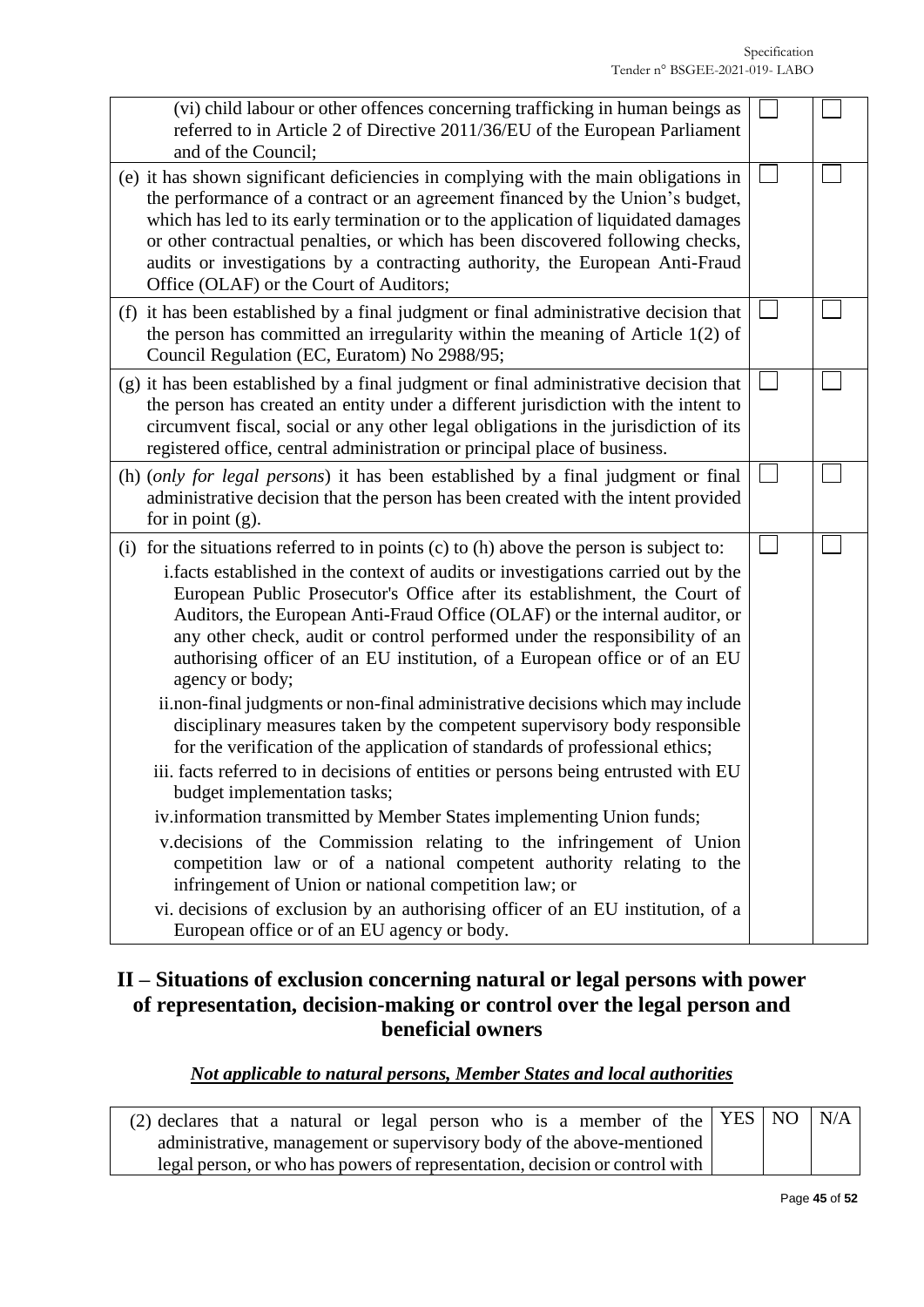| | | |
|---|---|---|
| (vi) child labour or other offences concerning trafficking in human beings as referred to in Article 2 of Directive 2011/36/EU of the European Parliament and of the Council; | ☐ | ☐ |
| (e) it has shown significant deficiencies in complying with the main obligations in the performance of a contract or an agreement financed by the Union's budget, which has led to its early termination or to the application of liquidated damages or other contractual penalties, or which has been discovered following checks, audits or investigations by a contracting authority, the European Anti-Fraud Office (OLAF) or the Court of Auditors; | ☐ | ☐ |
| (f) it has been established by a final judgment or final administrative decision that the person has committed an irregularity within the meaning of Article 1(2) of Council Regulation (EC, Euratom) No 2988/95; | ☐ | ☐ |
| (g) it has been established by a final judgment or final administrative decision that the person has created an entity under a different jurisdiction with the intent to circumvent fiscal, social or any other legal obligations in the jurisdiction of its registered office, central administration or principal place of business. | ☐ | ☐ |
| (h) (*only for legal persons*) it has been established by a final judgment or final administrative decision that the person has been created with the intent provided for in point (g). | ☐ | ☐ |
| (i) for the situations referred to in points (c) to (h) above the person is subject to:<br>i. facts established in the context of audits or investigations carried out by the European Public Prosecutor's Office after its establishment, the Court of Auditors, the European Anti-Fraud Office (OLAF) or the internal auditor, or any other check, audit or control performed under the responsibility of an authorising officer of an EU institution, of a European office or of an EU agency or body;<br>ii. non-final judgments or non-final administrative decisions which may include disciplinary measures taken by the competent supervisory body responsible for the verification of the application of standards of professional ethics;<br>iii. facts referred to in decisions of entities or persons being entrusted with EU budget implementation tasks;<br>iv. information transmitted by Member States implementing Union funds;<br>v. decisions of the Commission relating to the infringement of Union competition law or of a national competent authority relating to the infringement of Union or national competition law; or<br>vi. decisions of exclusion by an authorising officer of an EU institution, of a European office or of an EU agency or body. | ☐ | ☐ |

## II – Situations of exclusion concerning natural or legal persons with power of representation, decision-making or control over the legal person and beneficial owners

***Not applicable to natural persons, Member States and local authorities***

| | YES | NO | N/A |
|---|---|---|---|
| (2) declares that a natural or legal person who is a member of the administrative, management or supervisory body of the above-mentioned legal person, or who has powers of representation, decision or control with | | | |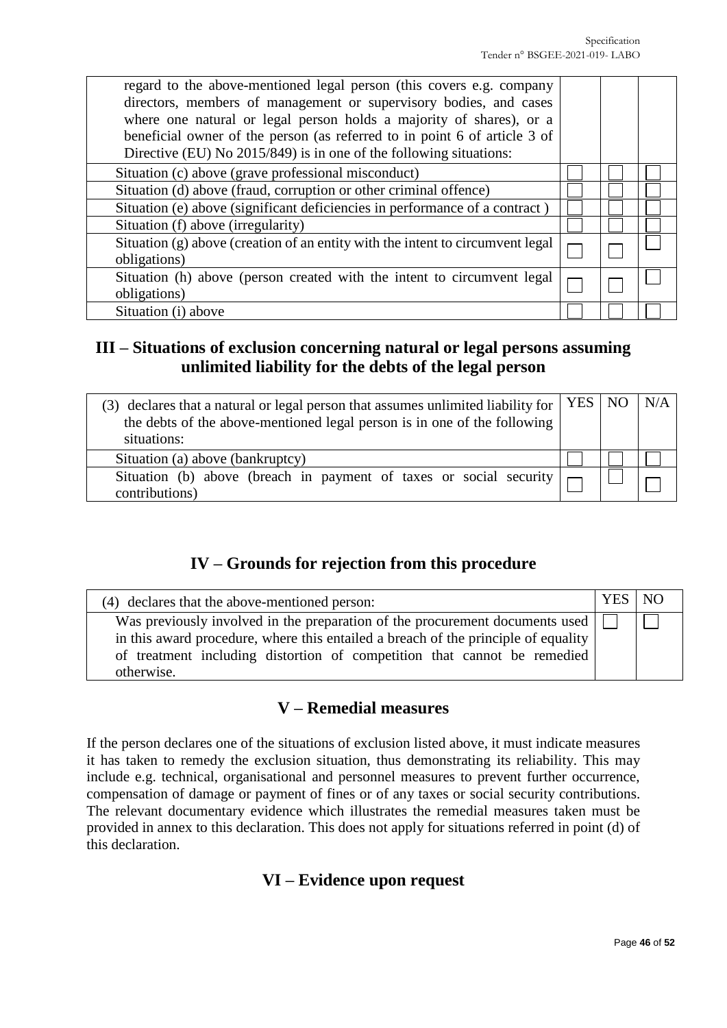| regard to the above-mentioned legal person (this covers e.g. company directors, members of management or supervisory bodies, and cases where one natural or legal person holds a majority of shares), or a beneficial owner of the person (as referred to in point 6 of article 3 of Directive (EU) No 2015/849) is in one of the following situations: | | | |
|---|---|---|---|
| Situation (c) above (grave professional misconduct) | ☐ | ☐ | ☐ |
| Situation (d) above (fraud, corruption or other criminal offence) | ☐ | ☐ | ☐ |
| Situation (e) above (significant deficiencies in performance of a contract ) | ☐ | ☐ | ☐ |
| Situation (f) above (irregularity) | ☐ | ☐ | ☐ |
| Situation (g) above (creation of an entity with the intent to circumvent legal obligations) | ☐ | ☐ | ☐ |
| Situation (h) above (person created with the intent to circumvent legal obligations) | ☐ | ☐ | ☐ |
| Situation (i) above | ☐ | ☐ | ☐ |

## III – Situations of exclusion concerning natural or legal persons assuming unlimited liability for the debts of the legal person

| (3) declares that a natural or legal person that assumes unlimited liability for the debts of the above-mentioned legal person is in one of the following situations: | YES | NO | N/A |
|---|---|---|---|
| Situation (a) above (bankruptcy) | ☐ | ☐ | ☐ |
| Situation (b) above (breach in payment of taxes or social security contributions) | ☐ | ☐ | ☐ |

## IV – Grounds for rejection from this procedure

| (4) declares that the above-mentioned person: | YES | NO |
|---|---|---|
| Was previously involved in the preparation of the procurement documents used in this award procedure, where this entailed a breach of the principle of equality of treatment including distortion of competition that cannot be remedied otherwise. | ☐ | ☐ |

## V – Remedial measures

If the person declares one of the situations of exclusion listed above, it must indicate measures it has taken to remedy the exclusion situation, thus demonstrating its reliability. This may include e.g. technical, organisational and personnel measures to prevent further occurrence, compensation of damage or payment of fines or of any taxes or social security contributions. The relevant documentary evidence which illustrates the remedial measures taken must be provided in annex to this declaration. This does not apply for situations referred in point (d) of this declaration.

## VI – Evidence upon request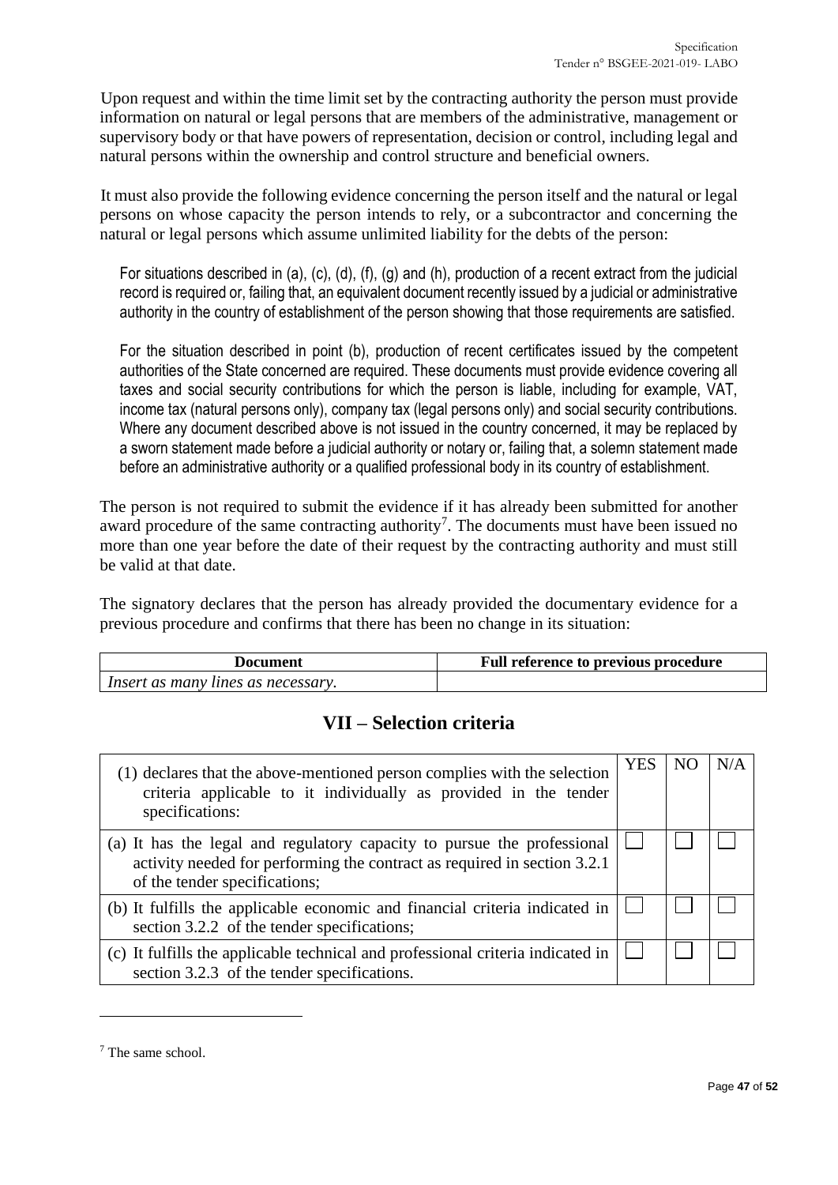Upon request and within the time limit set by the contracting authority the person must provide information on natural or legal persons that are members of the administrative, management or supervisory body or that have powers of representation, decision or control, including legal and natural persons within the ownership and control structure and beneficial owners.

It must also provide the following evidence concerning the person itself and the natural or legal persons on whose capacity the person intends to rely, or a subcontractor and concerning the natural or legal persons which assume unlimited liability for the debts of the person:

For situations described in (a), (c), (d), (f), (g) and (h), production of a recent extract from the judicial record is required or, failing that, an equivalent document recently issued by a judicial or administrative authority in the country of establishment of the person showing that those requirements are satisfied.

For the situation described in point (b), production of recent certificates issued by the competent authorities of the State concerned are required. These documents must provide evidence covering all taxes and social security contributions for which the person is liable, including for example, VAT, income tax (natural persons only), company tax (legal persons only) and social security contributions. Where any document described above is not issued in the country concerned, it may be replaced by a sworn statement made before a judicial authority or notary or, failing that, a solemn statement made before an administrative authority or a qualified professional body in its country of establishment.

The person is not required to submit the evidence if it has already been submitted for another award procedure of the same contracting authority[7]. The documents must have been issued no more than one year before the date of their request by the contracting authority and must still be valid at that date.

The signatory declares that the person has already provided the documentary evidence for a previous procedure and confirms that there has been no change in its situation:

| Document | Full reference to previous procedure |
|---|---|
| *Insert as many lines as necessary.* | |

## VII – Selection criteria

| (1) declares that the above-mentioned person complies with the selection criteria applicable to it individually as provided in the tender specifications: | YES | NO | N/A |
|---|---|---|---|
| (a) It has the legal and regulatory capacity to pursue the professional activity needed for performing the contract as required in section 3.2.1 of the tender specifications; | ☐ | ☐ | ☐ |
| (b) It fulfills the applicable economic and financial criteria indicated in section 3.2.2 of the tender specifications; | ☐ | ☐ | ☐ |
| (c) It fulfills the applicable technical and professional criteria indicated in section 3.2.3 of the tender specifications. | ☐ | ☐ | ☐ |

[7] The same school.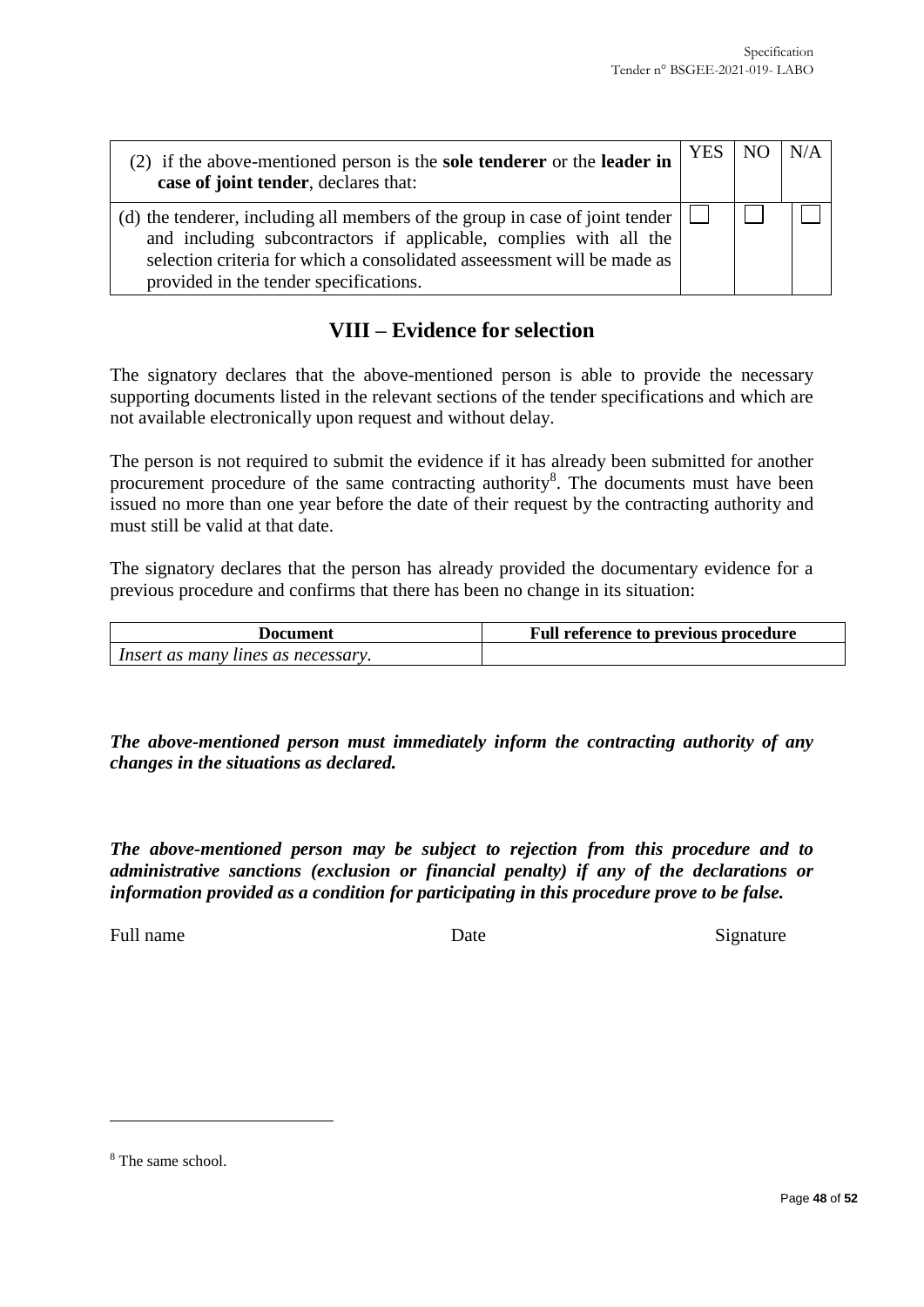| (2) if the above-mentioned person is the **sole tenderer** or the **leader in case of joint tender**, declares that: | YES | NO | N/A |
|---|---|---|---|
| (d) the tenderer, including all members of the group in case of joint tender and including subcontractors if applicable, complies with all the selection criteria for which a consolidated asseessment will be made as provided in the tender specifications. | ☐ | ☐ | ☐ |

## VIII – Evidence for selection

The signatory declares that the above-mentioned person is able to provide the necessary supporting documents listed in the relevant sections of the tender specifications and which are not available electronically upon request and without delay.

The person is not required to submit the evidence if it has already been submitted for another procurement procedure of the same contracting authority[8]. The documents must have been issued no more than one year before the date of their request by the contracting authority and must still be valid at that date.

The signatory declares that the person has already provided the documentary evidence for a previous procedure and confirms that there has been no change in its situation:

| Document | Full reference to previous procedure |
|---|---|
| *Insert as many lines as necessary.* | |

***The above-mentioned person must immediately inform the contracting authority of any changes in the situations as declared.***

***The above-mentioned person may be subject to rejection from this procedure and to administrative sanctions (exclusion or financial penalty) if any of the declarations or information provided as a condition for participating in this procedure prove to be false.***

Full name Date Signature

[8] The same school.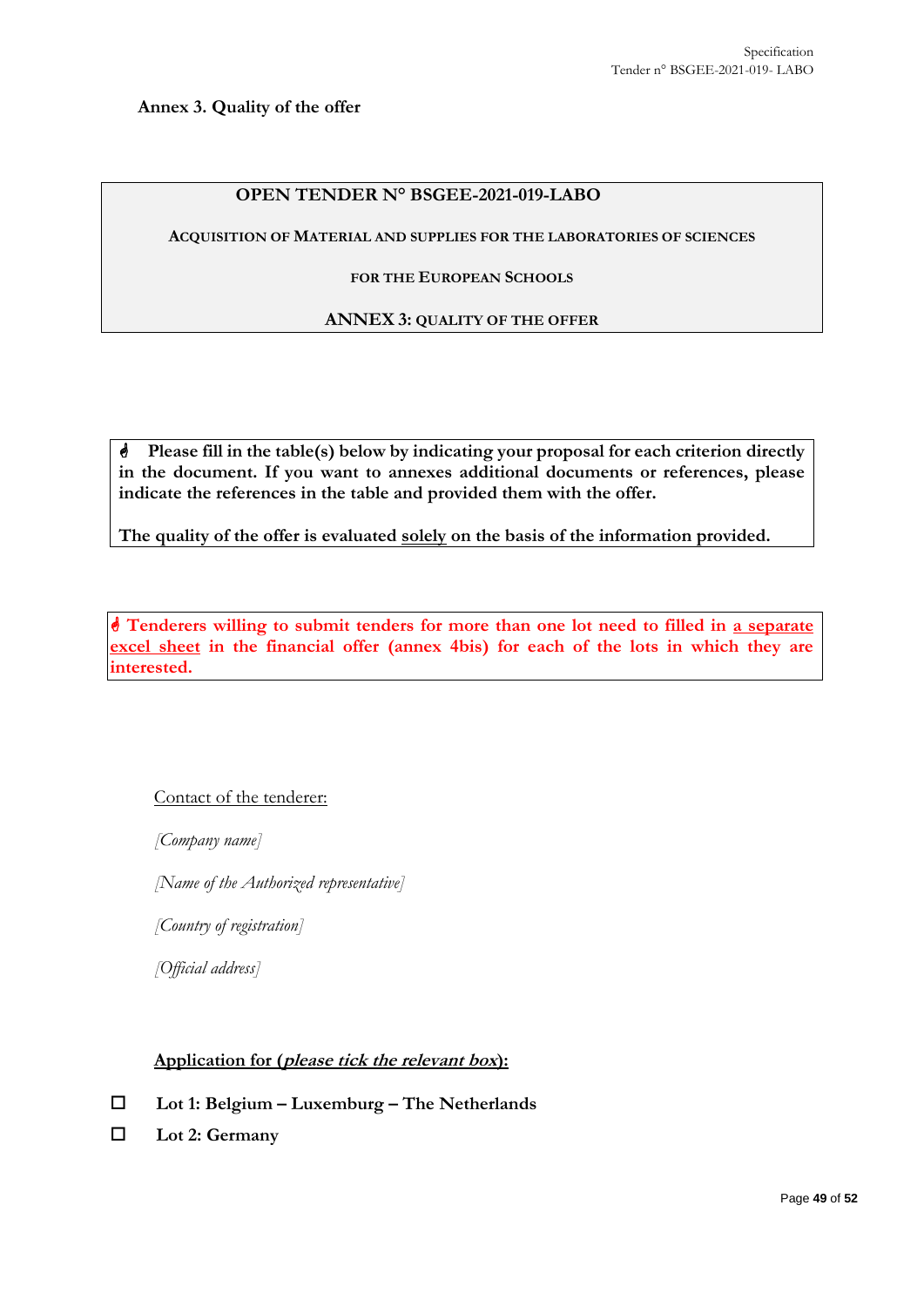**Annex 3. Quality of the offer**

| **OPEN TENDER N° BSGEE-2021-019-LABO** |
|---|
| **ACQUISITION OF MATERIAL AND SUPPLIES FOR THE LABORATORIES OF SCIENCES** |
| **FOR THE EUROPEAN SCHOOLS** |
| **ANNEX 3: QUALITY OF THE OFFER** |

☝ **Please fill in the table(s) below by indicating your proposal for each criterion directly in the document. If you want to annexes additional documents or references, please indicate the references in the table and provided them with the offer.**

**The quality of the offer is evaluated solely on the basis of the information provided.**

☝ **Tenderers willing to submit tenders for more than one lot need to filled in a separate excel sheet in the financial offer (annex 4bis) for each of the lots in which they are interested.**

Contact of the tenderer:

*[Company name]*

*[Name of the Authorized representative]*

*[Country of registration]*

*[Official address]*

**Application for (*please tick the relevant box*):**

- ☐ **Lot 1: Belgium – Luxemburg – The Netherlands**
- ☐ **Lot 2: Germany**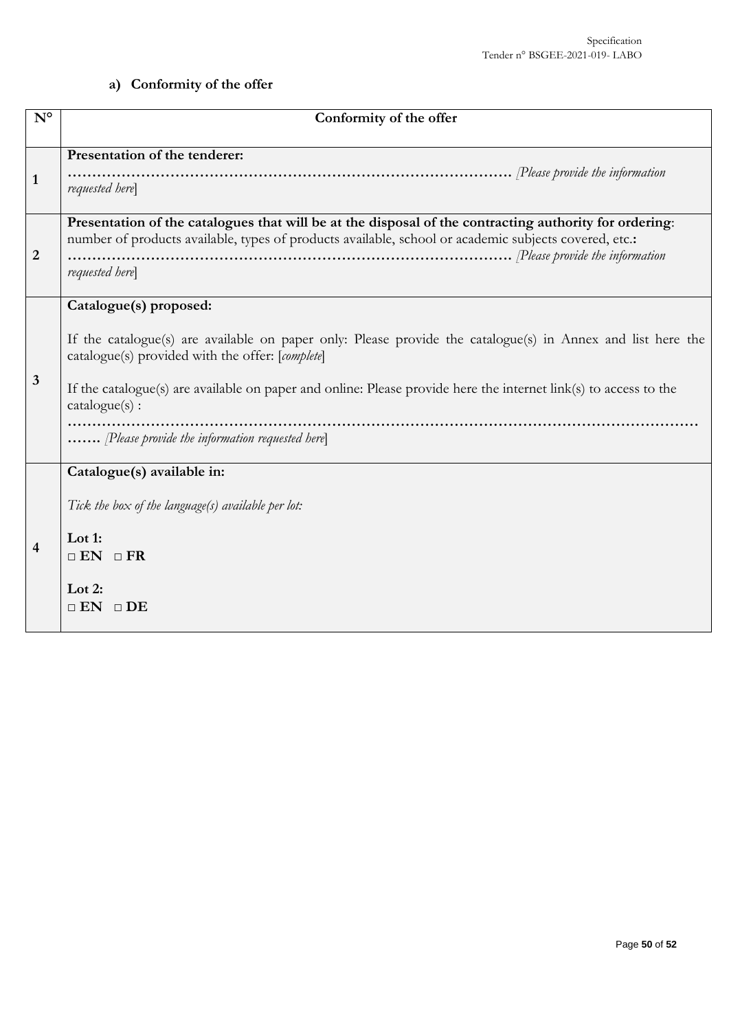## a) Conformity of the offer

| N° | Conformity of the offer |
|---|---|
| 1 | **Presentation of the tenderer:**<br>**……………………………………………………………………………** *[Please provide the information requested here]* |
| 2 | **Presentation of the catalogues that will be at the disposal of the contracting authority for ordering**: number of products available, types of products available, school or academic subjects covered, etc.**:**<br>**……………………………………………………………………………** *[Please provide the information requested here]* |
| 3 | **Catalogue(s) proposed:**<br><br>If the catalogue(s) are available on paper only: Please provide the catalogue(s) in Annex and list here the catalogue(s) provided with the offer: [*complete*]<br><br>If the catalogue(s) are available on paper and online: Please provide here the internet link(s) to access to the catalogue(s) :<br>**……………………………………………………………………………………………………………………** *[Please provide the information requested here]* |
| 4 | **Catalogue(s) available in:**<br><br>*Tick the box of the language(s) available per lot:*<br><br>**Lot 1:**<br>**□ EN □ FR**<br><br>**Lot 2:**<br>**□ EN □ DE** |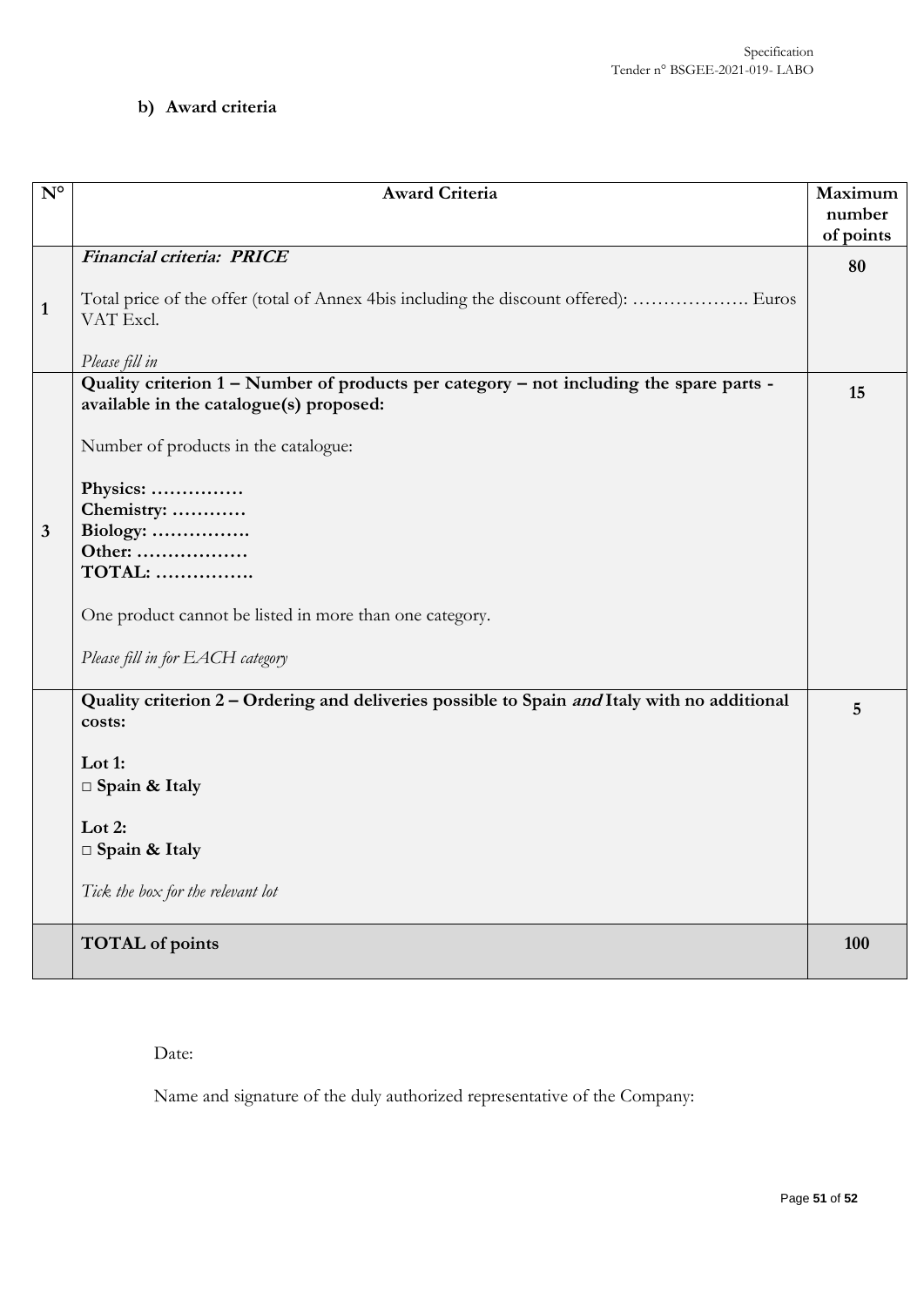**b) Award criteria**

| N° | Award Criteria | Maximum number of points |
|---|---|---|
| 1 | ***Financial criteria: PRICE***<br><br>Total price of the offer (total of Annex 4bis including the discount offered): ………………. Euros VAT Excl.<br><br>*Please fill in* | **80** |
| 3 | **Quality criterion 1 – Number of products per category – not including the spare parts - available in the catalogue(s) proposed:**<br><br>Number of products in the catalogue:<br><br>**Physics: ……………**<br>**Chemistry: …………**<br>**Biology: …………….**<br>**Other: ………………**<br>**TOTAL: …………….**<br><br>One product cannot be listed in more than one category.<br><br>*Please fill in for EACH category* | **15** |
| | **Quality criterion 2 – Ordering and deliveries possible to Spain *and* Italy with no additional costs:**<br><br>**Lot 1:**<br>**□ Spain & Italy**<br><br>**Lot 2:**<br>**□ Spain & Italy**<br><br>*Tick the box for the relevant lot* | **5** |
| | **TOTAL of points** | **100** |

Date:

Name and signature of the duly authorized representative of the Company: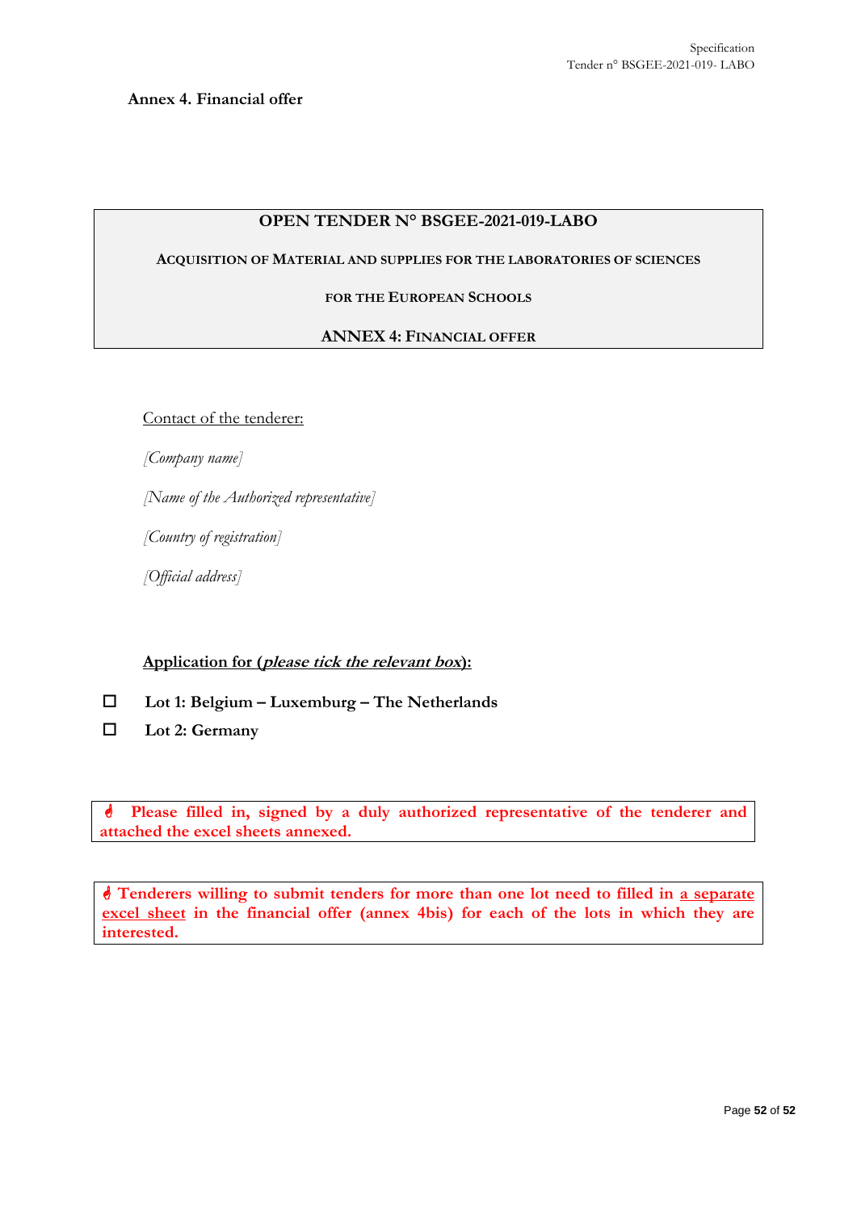**Annex 4. Financial offer**

| |
|---|
| **OPEN TENDER N° BSGEE-2021-019-LABO** |
| **ACQUISITION OF MATERIAL AND SUPPLIES FOR THE LABORATORIES OF SCIENCES** |
| **FOR THE EUROPEAN SCHOOLS** |
| **ANNEX 4: FINANCIAL OFFER** |

Contact of the tenderer:

*[Company name]*

*[Name of the Authorized representative]*

*[Country of registration]*

*[Official address]*

**Application for (*please tick the relevant box*):**

- ☐ **Lot 1: Belgium – Luxemburg – The Netherlands**
- ☐ **Lot 2: Germany**

> ☝ **Please filled in, signed by a duly authorized representative of the tenderer and attached the excel sheets annexed.**

> ☝ **Tenderers willing to submit tenders for more than one lot need to filled in a separate excel sheet in the financial offer (annex 4bis) for each of the lots in which they are interested.**